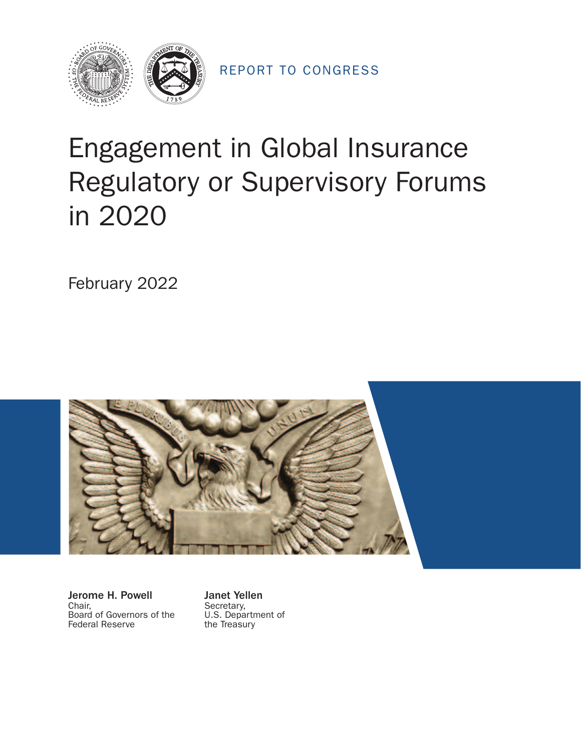REPORT TO CONGRESS

# Engagement in Global Insurance Regulatory or Supervisory Forums in 2020

February 2022

**Jerome H. Powell**
Chair,
Board of Governors of the
Federal Reserve

**Janet Yellen**
Secretary,
U.S. Department of
the Treasury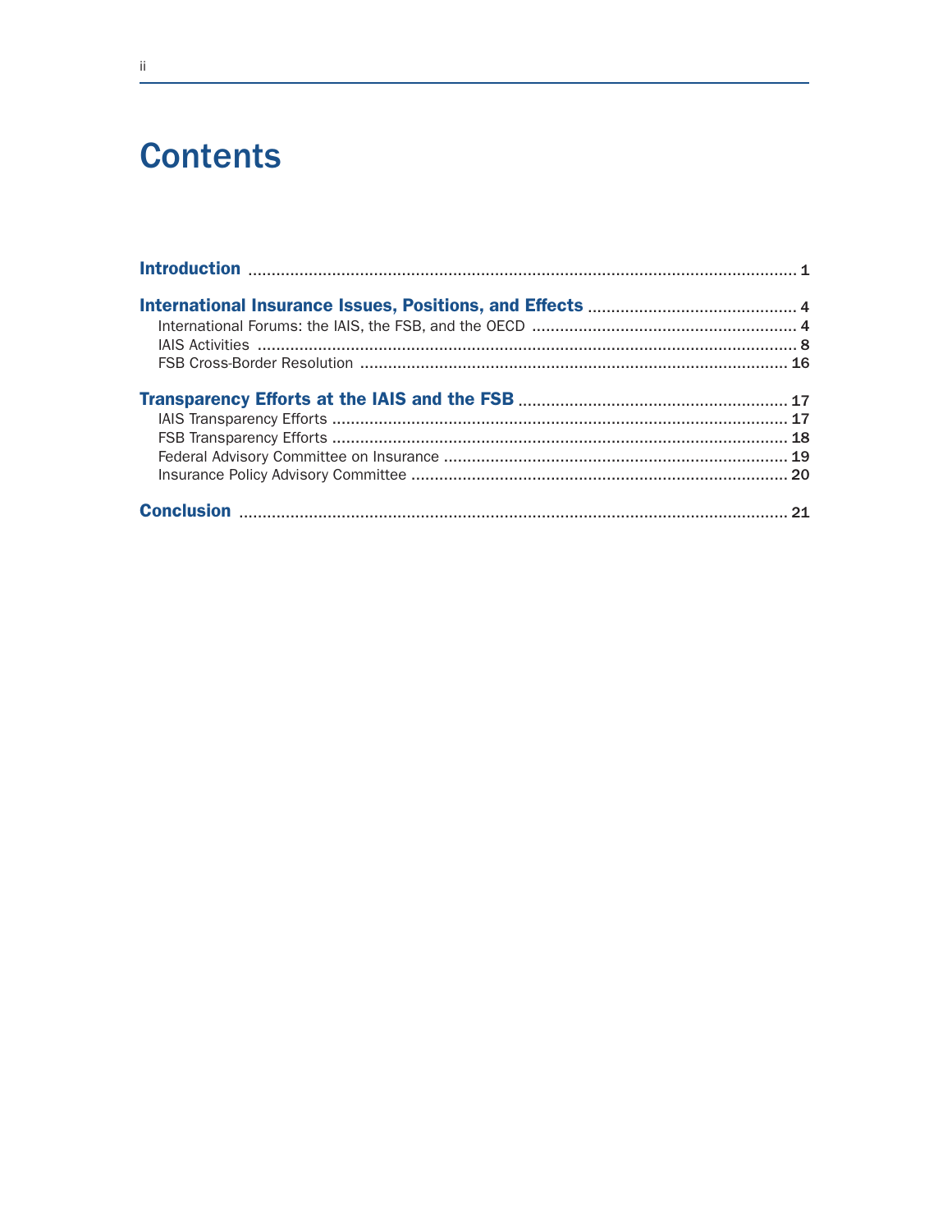# Contents

**Introduction** ..................................................................................................................... 1

**International Insurance Issues, Positions, and Effects** ............................................. 4

- International Forums: the IAIS, the FSB, and the OECD ......................................................... 4
- IAIS Activities .................................................................................................................. 8
- FSB Cross-Border Resolution ........................................................................................... 16

**Transparency Efforts at the IAIS and the FSB** .......................................................... 17

- IAIS Transparency Efforts ................................................................................................ 17
- FSB Transparency Efforts ................................................................................................ 18
- Federal Advisory Committee on Insurance ......................................................................... 19
- Insurance Policy Advisory Committee ................................................................................ 20

**Conclusion** ..................................................................................................................... 21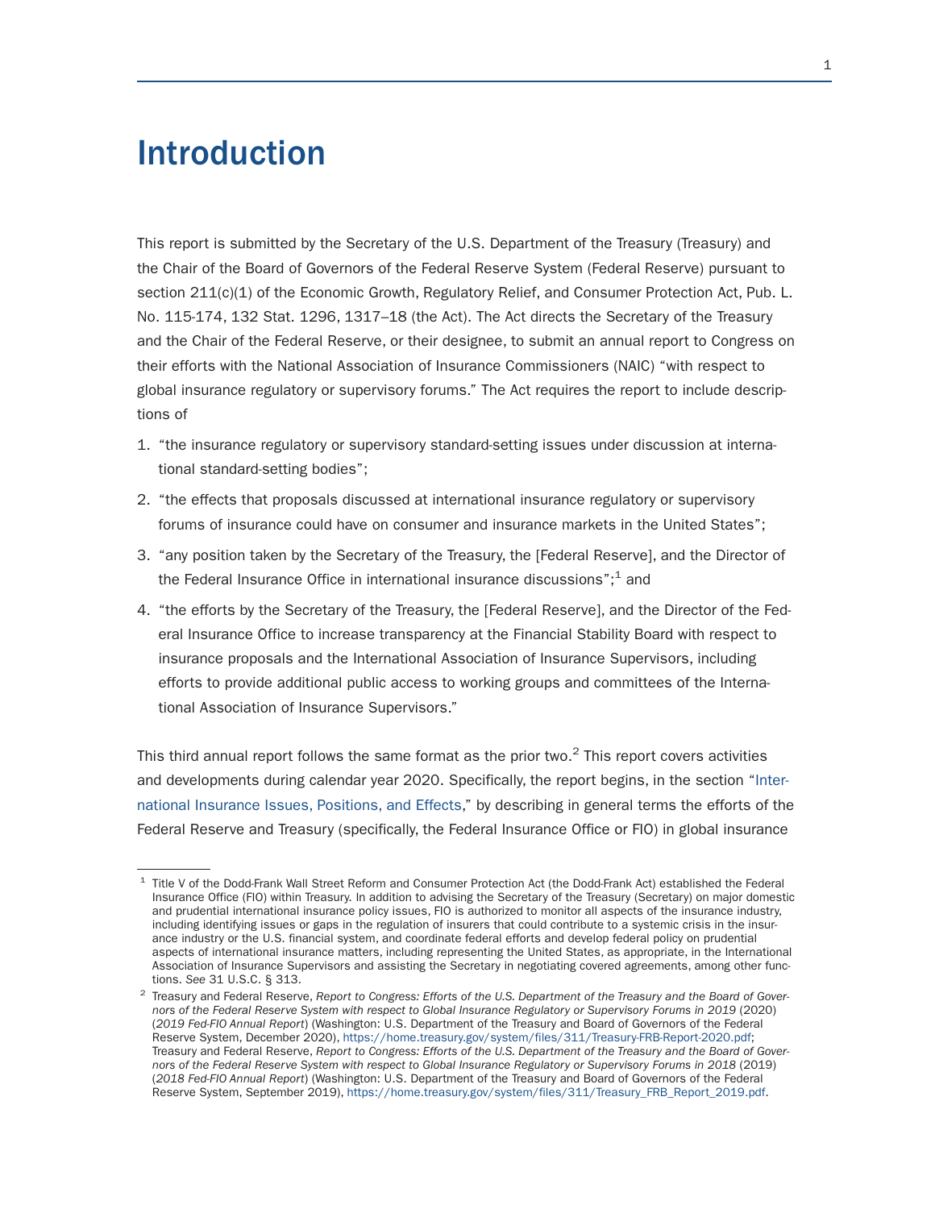# Introduction

This report is submitted by the Secretary of the U.S. Department of the Treasury (Treasury) and the Chair of the Board of Governors of the Federal Reserve System (Federal Reserve) pursuant to section 211(c)(1) of the Economic Growth, Regulatory Relief, and Consumer Protection Act, Pub. L. No. 115-174, 132 Stat. 1296, 1317–18 (the Act). The Act directs the Secretary of the Treasury and the Chair of the Federal Reserve, or their designee, to submit an annual report to Congress on their efforts with the National Association of Insurance Commissioners (NAIC) "with respect to global insurance regulatory or supervisory forums." The Act requires the report to include descriptions of

1. "the insurance regulatory or supervisory standard-setting issues under discussion at international standard-setting bodies";
2. "the effects that proposals discussed at international insurance regulatory or supervisory forums of insurance could have on consumer and insurance markets in the United States";
3. "any position taken by the Secretary of the Treasury, the [Federal Reserve], and the Director of the Federal Insurance Office in international insurance discussions";[1] and
4. "the efforts by the Secretary of the Treasury, the [Federal Reserve], and the Director of the Federal Insurance Office to increase transparency at the Financial Stability Board with respect to insurance proposals and the International Association of Insurance Supervisors, including efforts to provide additional public access to working groups and committees of the International Association of Insurance Supervisors."

This third annual report follows the same format as the prior two.[2] This report covers activities and developments during calendar year 2020. Specifically, the report begins, in the section "International Insurance Issues, Positions, and Effects," by describing in general terms the efforts of the Federal Reserve and Treasury (specifically, the Federal Insurance Office or FIO) in global insurance

---

[1] Title V of the Dodd-Frank Wall Street Reform and Consumer Protection Act (the Dodd-Frank Act) established the Federal Insurance Office (FIO) within Treasury. In addition to advising the Secretary of the Treasury (Secretary) on major domestic and prudential international insurance policy issues, FIO is authorized to monitor all aspects of the insurance industry, including identifying issues or gaps in the regulation of insurers that could contribute to a systemic crisis in the insurance industry or the U.S. financial system, and coordinate federal efforts and develop federal policy on prudential aspects of international insurance matters, including representing the United States, as appropriate, in the International Association of Insurance Supervisors and assisting the Secretary in negotiating covered agreements, among other functions. *See* 31 U.S.C. § 313.

[2] Treasury and Federal Reserve, *Report to Congress: Efforts of the U.S. Department of the Treasury and the Board of Governors of the Federal Reserve System with respect to Global Insurance Regulatory or Supervisory Forums in 2019* (2020) (*2019 Fed-FIO Annual Report*) (Washington: U.S. Department of the Treasury and Board of Governors of the Federal Reserve System, December 2020), https://home.treasury.gov/system/files/311/Treasury-FRB-Report-2020.pdf; Treasury and Federal Reserve, *Report to Congress: Efforts of the U.S. Department of the Treasury and the Board of Governors of the Federal Reserve System with respect to Global Insurance Regulatory or Supervisory Forums in 2018* (2019) (*2018 Fed-FIO Annual Report*) (Washington: U.S. Department of the Treasury and Board of Governors of the Federal Reserve System, September 2019), https://home.treasury.gov/system/files/311/Treasury_FRB_Report_2019.pdf.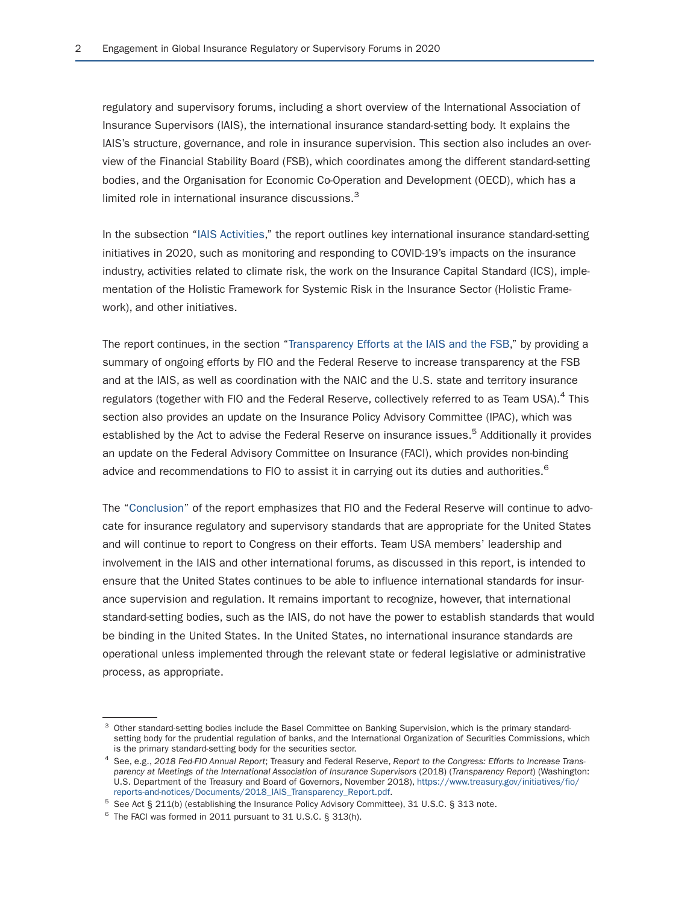regulatory and supervisory forums, including a short overview of the International Association of Insurance Supervisors (IAIS), the international insurance standard-setting body. It explains the IAIS's structure, governance, and role in insurance supervision. This section also includes an overview of the Financial Stability Board (FSB), which coordinates among the different standard-setting bodies, and the Organisation for Economic Co-Operation and Development (OECD), which has a limited role in international insurance discussions.[3]

In the subsection "IAIS Activities," the report outlines key international insurance standard-setting initiatives in 2020, such as monitoring and responding to COVID-19's impacts on the insurance industry, activities related to climate risk, the work on the Insurance Capital Standard (ICS), implementation of the Holistic Framework for Systemic Risk in the Insurance Sector (Holistic Framework), and other initiatives.

The report continues, in the section "Transparency Efforts at the IAIS and the FSB," by providing a summary of ongoing efforts by FIO and the Federal Reserve to increase transparency at the FSB and at the IAIS, as well as coordination with the NAIC and the U.S. state and territory insurance regulators (together with FIO and the Federal Reserve, collectively referred to as Team USA).[4] This section also provides an update on the Insurance Policy Advisory Committee (IPAC), which was established by the Act to advise the Federal Reserve on insurance issues.[5] Additionally it provides an update on the Federal Advisory Committee on Insurance (FACI), which provides non-binding advice and recommendations to FIO to assist it in carrying out its duties and authorities.[6]

The "Conclusion" of the report emphasizes that FIO and the Federal Reserve will continue to advocate for insurance regulatory and supervisory standards that are appropriate for the United States and will continue to report to Congress on their efforts. Team USA members' leadership and involvement in the IAIS and other international forums, as discussed in this report, is intended to ensure that the United States continues to be able to influence international standards for insurance supervision and regulation. It remains important to recognize, however, that international standard-setting bodies, such as the IAIS, do not have the power to establish standards that would be binding in the United States. In the United States, no international insurance standards are operational unless implemented through the relevant state or federal legislative or administrative process, as appropriate.

---

[3] Other standard-setting bodies include the Basel Committee on Banking Supervision, which is the primary standard-setting body for the prudential regulation of banks, and the International Organization of Securities Commissions, which is the primary standard-setting body for the securities sector.

[4] See, e.g., *2018 Fed-FIO Annual Report*; Treasury and Federal Reserve, *Report to the Congress: Efforts to Increase Transparency at Meetings of the International Association of Insurance Supervisors* (2018) (*Transparency Report*) (Washington: U.S. Department of the Treasury and Board of Governors, November 2018), https://www.treasury.gov/initiatives/fio/reports-and-notices/Documents/2018_IAIS_Transparency_Report.pdf.

[5] See Act § 211(b) (establishing the Insurance Policy Advisory Committee), 31 U.S.C. § 313 note.

[6] The FACI was formed in 2011 pursuant to 31 U.S.C. § 313(h).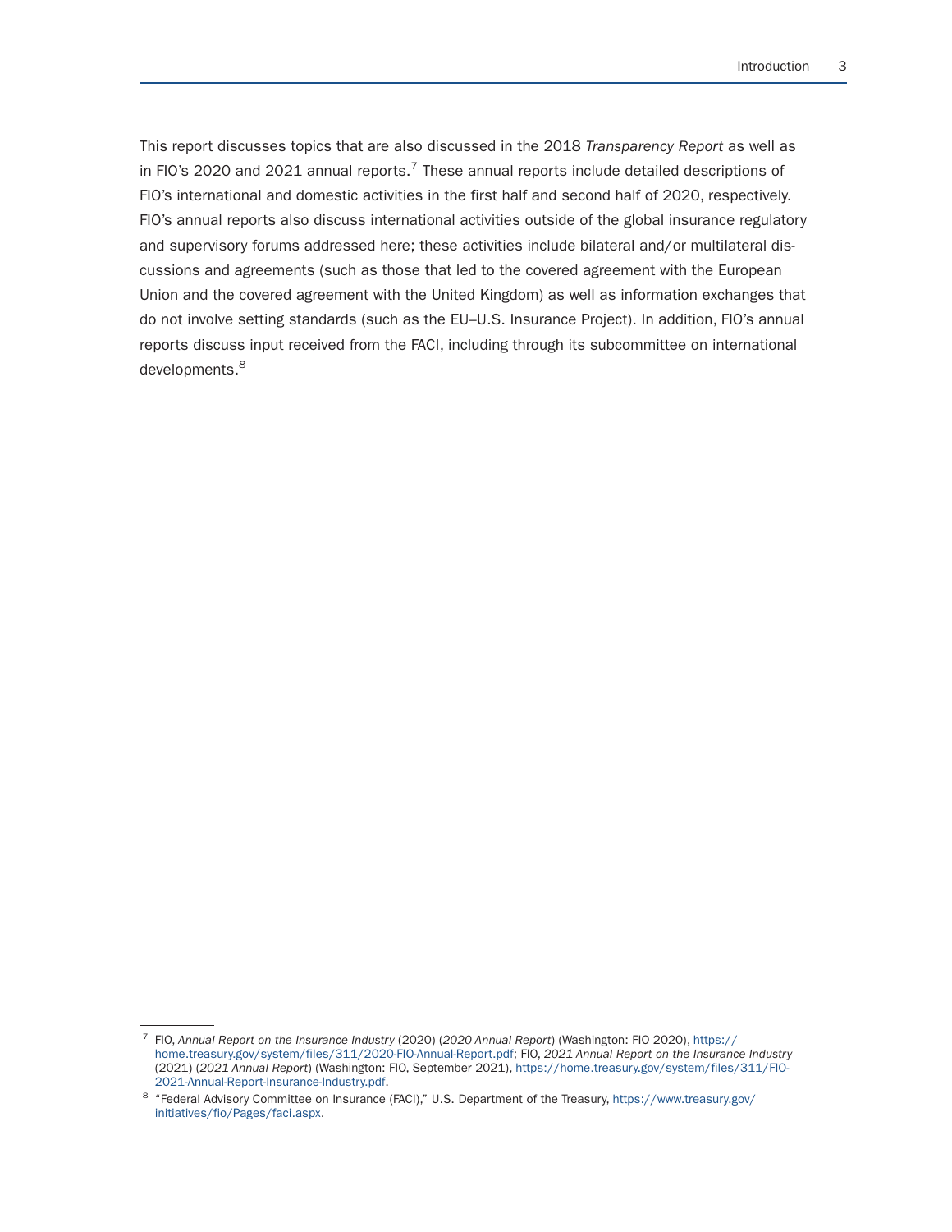This report discusses topics that are also discussed in the 2018 *Transparency Report* as well as in FIO's 2020 and 2021 annual reports.[7] These annual reports include detailed descriptions of FIO's international and domestic activities in the first half and second half of 2020, respectively. FIO's annual reports also discuss international activities outside of the global insurance regulatory and supervisory forums addressed here; these activities include bilateral and/or multilateral discussions and agreements (such as those that led to the covered agreement with the European Union and the covered agreement with the United Kingdom) as well as information exchanges that do not involve setting standards (such as the EU–U.S. Insurance Project). In addition, FIO's annual reports discuss input received from the FACI, including through its subcommittee on international developments.[8]

---

[7] FIO, *Annual Report on the Insurance Industry* (2020) (*2020 Annual Report*) (Washington: FIO 2020), https://home.treasury.gov/system/files/311/2020-FIO-Annual-Report.pdf; FIO, *2021 Annual Report on the Insurance Industry* (2021) (*2021 Annual Report*) (Washington: FIO, September 2021), https://home.treasury.gov/system/files/311/FIO-2021-Annual-Report-Insurance-Industry.pdf.

[8] "Federal Advisory Committee on Insurance (FACI)," U.S. Department of the Treasury, https://www.treasury.gov/initiatives/fio/Pages/faci.aspx.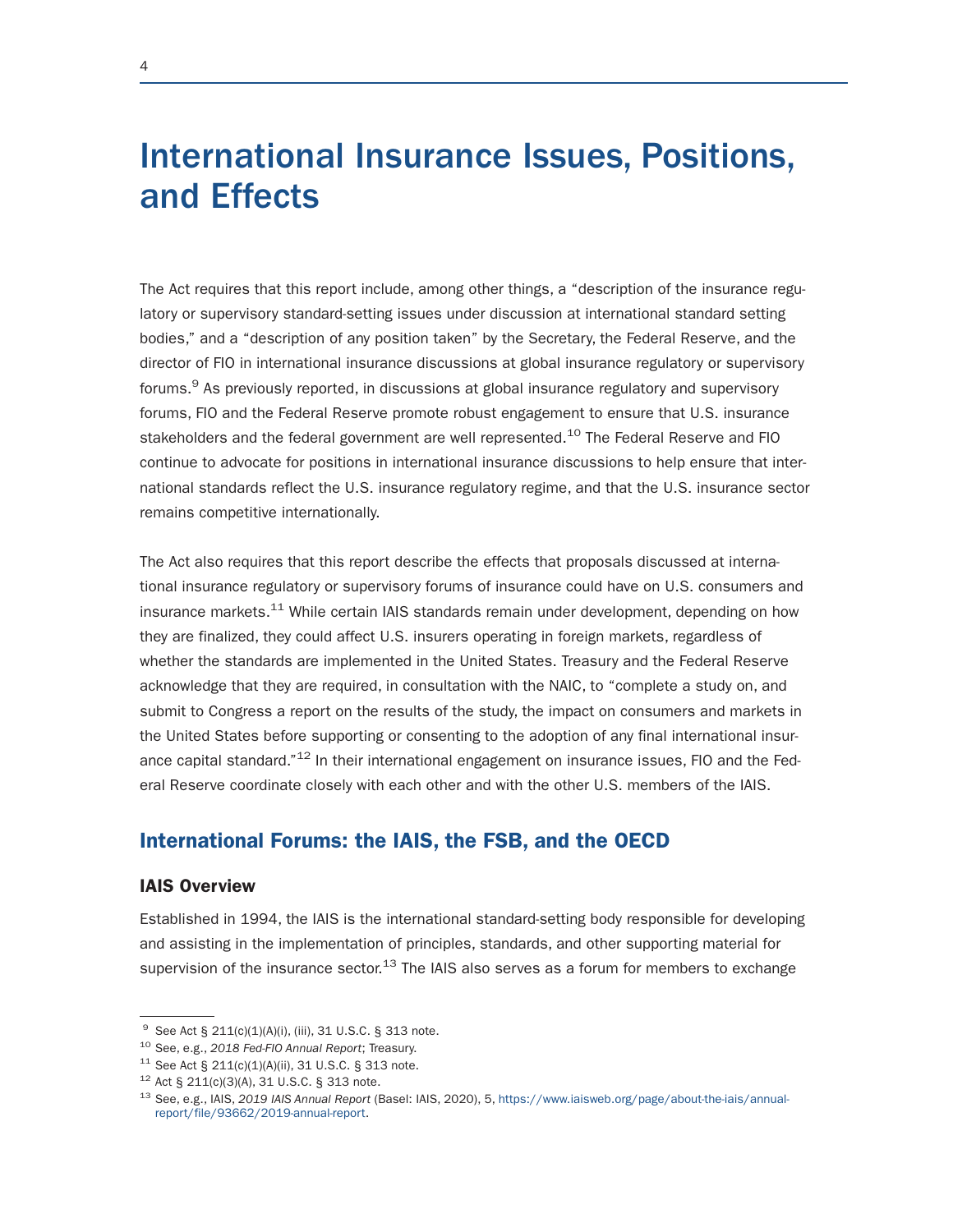# International Insurance Issues, Positions, and Effects

The Act requires that this report include, among other things, a "description of the insurance regulatory or supervisory standard-setting issues under discussion at international standard setting bodies," and a "description of any position taken" by the Secretary, the Federal Reserve, and the director of FIO in international insurance discussions at global insurance regulatory or supervisory forums.[9] As previously reported, in discussions at global insurance regulatory and supervisory forums, FIO and the Federal Reserve promote robust engagement to ensure that U.S. insurance stakeholders and the federal government are well represented.[10] The Federal Reserve and FIO continue to advocate for positions in international insurance discussions to help ensure that international standards reflect the U.S. insurance regulatory regime, and that the U.S. insurance sector remains competitive internationally.

The Act also requires that this report describe the effects that proposals discussed at international insurance regulatory or supervisory forums of insurance could have on U.S. consumers and insurance markets.[11] While certain IAIS standards remain under development, depending on how they are finalized, they could affect U.S. insurers operating in foreign markets, regardless of whether the standards are implemented in the United States. Treasury and the Federal Reserve acknowledge that they are required, in consultation with the NAIC, to "complete a study on, and submit to Congress a report on the results of the study, the impact on consumers and markets in the United States before supporting or consenting to the adoption of any final international insurance capital standard."[12] In their international engagement on insurance issues, FIO and the Federal Reserve coordinate closely with each other and with the other U.S. members of the IAIS.

## International Forums: the IAIS, the FSB, and the OECD

### IAIS Overview

Established in 1994, the IAIS is the international standard-setting body responsible for developing and assisting in the implementation of principles, standards, and other supporting material for supervision of the insurance sector.[13] The IAIS also serves as a forum for members to exchange

---

[9] See Act § 211(c)(1)(A)(i), (iii), 31 U.S.C. § 313 note.

[10] See, e.g., *2018 Fed-FIO Annual Report*; Treasury.

[11] See Act § 211(c)(1)(A)(ii), 31 U.S.C. § 313 note.

[12] Act § 211(c)(3)(A), 31 U.S.C. § 313 note.

[13] See, e.g., IAIS, *2019 IAIS Annual Report* (Basel: IAIS, 2020), 5, https://www.iaisweb.org/page/about-the-iais/annual-report/file/93662/2019-annual-report.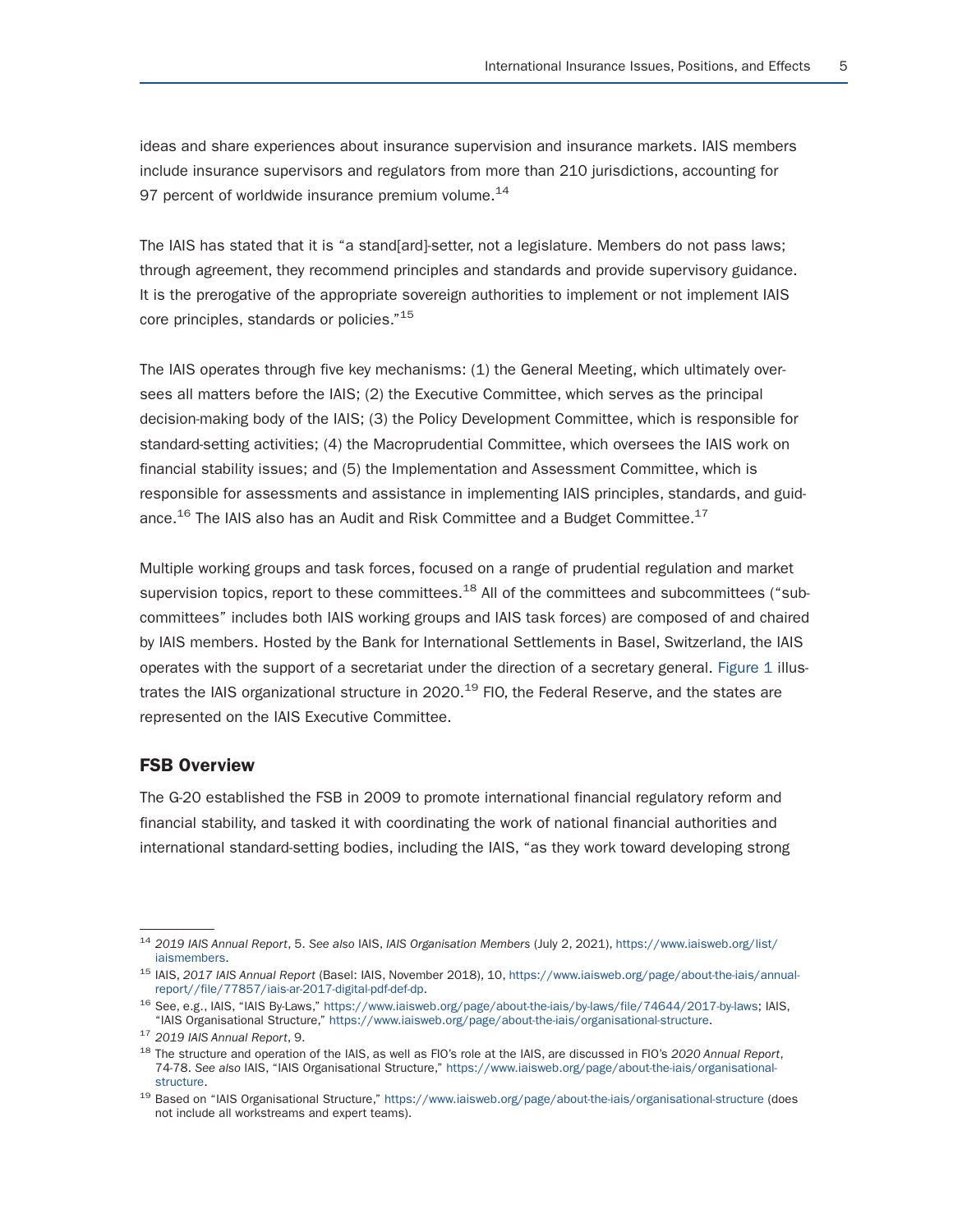ideas and share experiences about insurance supervision and insurance markets. IAIS members include insurance supervisors and regulators from more than 210 jurisdictions, accounting for 97 percent of worldwide insurance premium volume.[14]

The IAIS has stated that it is "a stand[ard]-setter, not a legislature. Members do not pass laws; through agreement, they recommend principles and standards and provide supervisory guidance. It is the prerogative of the appropriate sovereign authorities to implement or not implement IAIS core principles, standards or policies."[15]

The IAIS operates through five key mechanisms: (1) the General Meeting, which ultimately oversees all matters before the IAIS; (2) the Executive Committee, which serves as the principal decision-making body of the IAIS; (3) the Policy Development Committee, which is responsible for standard-setting activities; (4) the Macroprudential Committee, which oversees the IAIS work on financial stability issues; and (5) the Implementation and Assessment Committee, which is responsible for assessments and assistance in implementing IAIS principles, standards, and guidance.[16] The IAIS also has an Audit and Risk Committee and a Budget Committee.[17]

Multiple working groups and task forces, focused on a range of prudential regulation and market supervision topics, report to these committees.[18] All of the committees and subcommittees ("subcommittees" includes both IAIS working groups and IAIS task forces) are composed of and chaired by IAIS members. Hosted by the Bank for International Settlements in Basel, Switzerland, the IAIS operates with the support of a secretariat under the direction of a secretary general. Figure 1 illustrates the IAIS organizational structure in 2020.[19] FIO, the Federal Reserve, and the states are represented on the IAIS Executive Committee.

### FSB Overview

The G-20 established the FSB in 2009 to promote international financial regulatory reform and financial stability, and tasked it with coordinating the work of national financial authorities and international standard-setting bodies, including the IAIS, "as they work toward developing strong

---

[14] *2019 IAIS Annual Report*, 5. *See also* IAIS, *IAIS Organisation Members* (July 2, 2021), https://www.iaisweb.org/list/iaismembers.

[15] IAIS, *2017 IAIS Annual Report* (Basel: IAIS, November 2018), 10, https://www.iaisweb.org/page/about-the-iais/annual-report//file/77857/iais-ar-2017-digital-pdf-def-dp.

[16] See, e.g., IAIS, "IAIS By-Laws," https://www.iaisweb.org/page/about-the-iais/by-laws/file/74644/2017-by-laws; IAIS, "IAIS Organisational Structure," https://www.iaisweb.org/page/about-the-iais/organisational-structure.

[17] *2019 IAIS Annual Report*, 9.

[18] The structure and operation of the IAIS, as well as FIO's role at the IAIS, are discussed in FIO's *2020 Annual Report*, 74-78. *See also* IAIS, "IAIS Organisational Structure," https://www.iaisweb.org/page/about-the-iais/organisational-structure.

[19] Based on "IAIS Organisational Structure," https://www.iaisweb.org/page/about-the-iais/organisational-structure (does not include all workstreams and expert teams).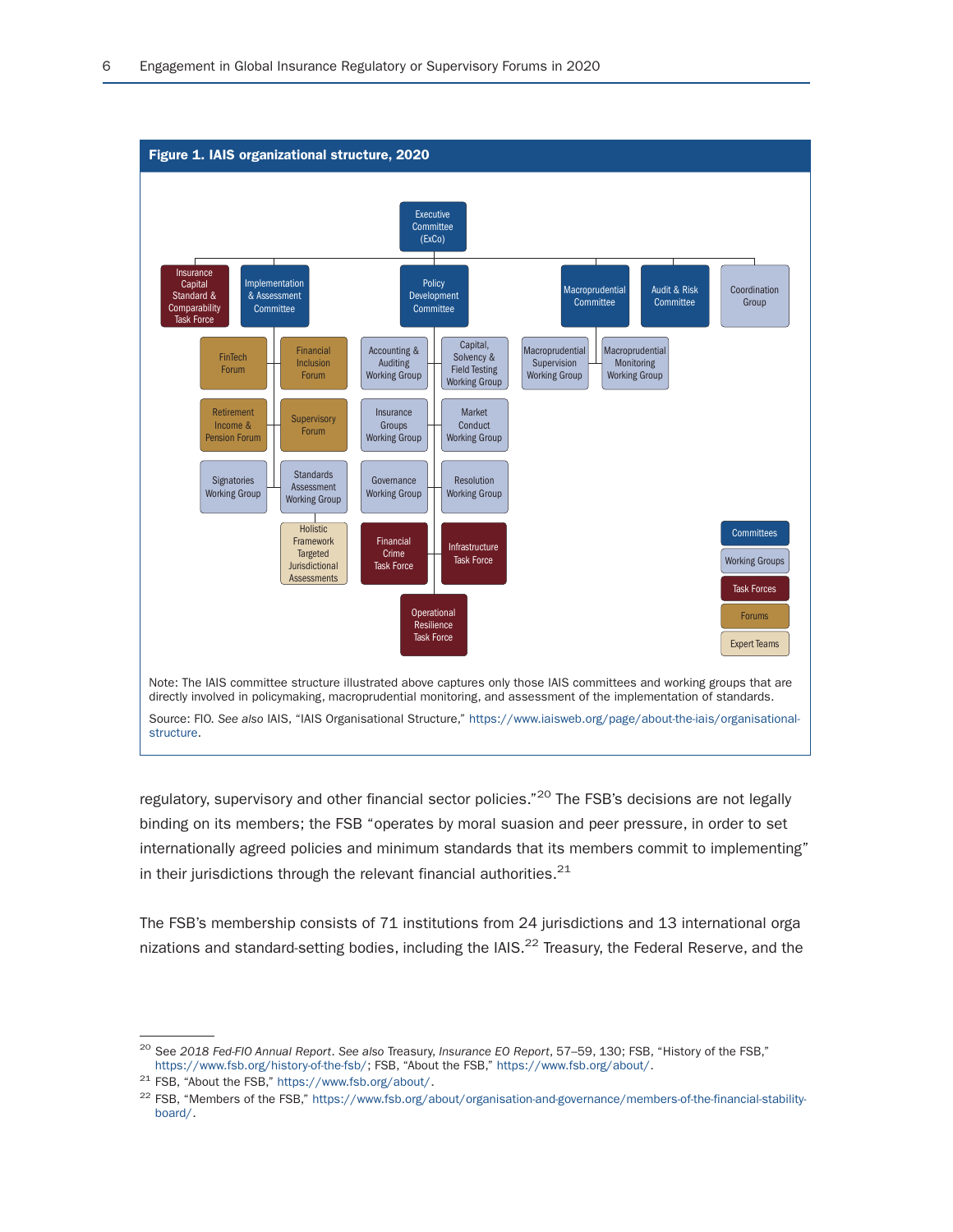**Figure 1. IAIS organizational structure, 2020**

Note: The IAIS committee structure illustrated above captures only those IAIS committees and working groups that are directly involved in policymaking, macroprudential monitoring, and assessment of the implementation of standards.

Source: FIO. *See also* IAIS, "IAIS Organisational Structure," https://www.iaisweb.org/page/about-the-iais/organisational-structure.

regulatory, supervisory and other financial sector policies."[20] The FSB's decisions are not legally binding on its members; the FSB "operates by moral suasion and peer pressure, in order to set internationally agreed policies and minimum standards that its members commit to implementing" in their jurisdictions through the relevant financial authorities.[21]

The FSB's membership consists of 71 institutions from 24 jurisdictions and 13 international organizations and standard-setting bodies, including the IAIS.[22] Treasury, the Federal Reserve, and the

---

[20] See *2018 Fed-FIO Annual Report*. *See also* Treasury, *Insurance EO Report*, 57–59, 130; FSB, "History of the FSB," https://www.fsb.org/history-of-the-fsb/; FSB, "About the FSB," https://www.fsb.org/about/.

[21] FSB, "About the FSB," https://www.fsb.org/about/.

[22] FSB, "Members of the FSB," https://www.fsb.org/about/organisation-and-governance/members-of-the-financial-stability-board/.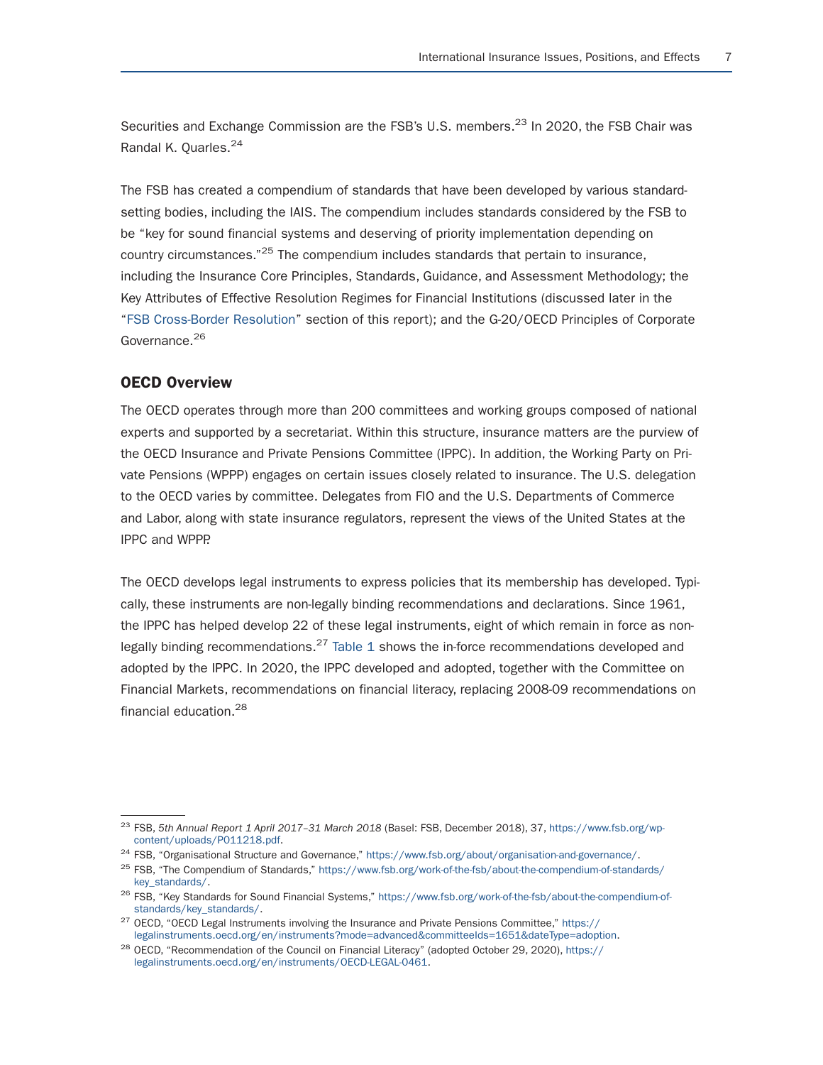Securities and Exchange Commission are the FSB's U.S. members.[23] In 2020, the FSB Chair was Randal K. Quarles.[24]

The FSB has created a compendium of standards that have been developed by various standard-setting bodies, including the IAIS. The compendium includes standards considered by the FSB to be "key for sound financial systems and deserving of priority implementation depending on country circumstances."[25] The compendium includes standards that pertain to insurance, including the Insurance Core Principles, Standards, Guidance, and Assessment Methodology; the Key Attributes of Effective Resolution Regimes for Financial Institutions (discussed later in the "FSB Cross-Border Resolution" section of this report); and the G-20/OECD Principles of Corporate Governance.[26]

### OECD Overview

The OECD operates through more than 200 committees and working groups composed of national experts and supported by a secretariat. Within this structure, insurance matters are the purview of the OECD Insurance and Private Pensions Committee (IPPC). In addition, the Working Party on Private Pensions (WPPP) engages on certain issues closely related to insurance. The U.S. delegation to the OECD varies by committee. Delegates from FIO and the U.S. Departments of Commerce and Labor, along with state insurance regulators, represent the views of the United States at the IPPC and WPPP.

The OECD develops legal instruments to express policies that its membership has developed. Typically, these instruments are non-legally binding recommendations and declarations. Since 1961, the IPPC has helped develop 22 of these legal instruments, eight of which remain in force as non-legally binding recommendations.[27] Table 1 shows the in-force recommendations developed and adopted by the IPPC. In 2020, the IPPC developed and adopted, together with the Committee on Financial Markets, recommendations on financial literacy, replacing 2008-09 recommendations on financial education.[28]

---

[23] FSB, *5th Annual Report 1 April 2017–31 March 2018* (Basel: FSB, December 2018), 37, https://www.fsb.org/wp-content/uploads/P011218.pdf.

[24] FSB, "Organisational Structure and Governance," https://www.fsb.org/about/organisation-and-governance/.

[25] FSB, "The Compendium of Standards," https://www.fsb.org/work-of-the-fsb/about-the-compendium-of-standards/key_standards/.

[26] FSB, "Key Standards for Sound Financial Systems," https://www.fsb.org/work-of-the-fsb/about-the-compendium-of-standards/key_standards/.

[27] OECD, "OECD Legal Instruments involving the Insurance and Private Pensions Committee," https://legalinstruments.oecd.org/en/instruments?mode=advanced&committeeIds=1651&dateType=adoption.

[28] OECD, "Recommendation of the Council on Financial Literacy" (adopted October 29, 2020), https://legalinstruments.oecd.org/en/instruments/OECD-LEGAL-0461.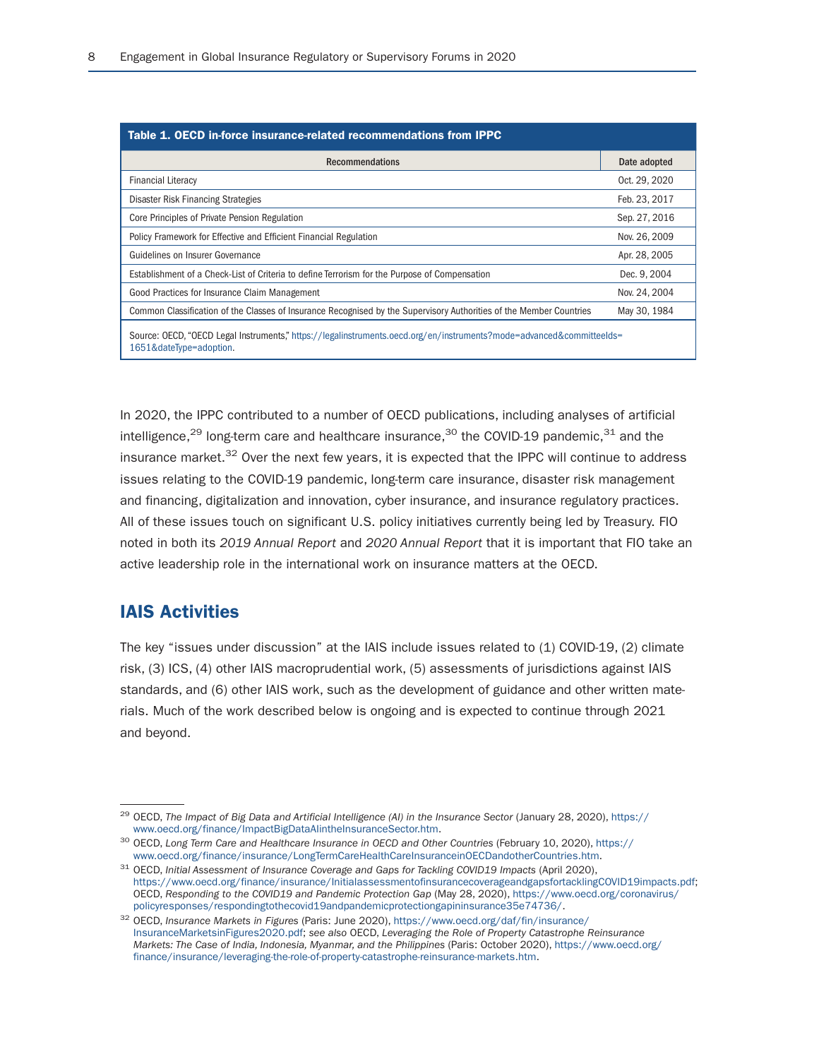**Table 1. OECD in-force insurance-related recommendations from IPPC**

| Recommendations | Date adopted |
|---|---|
| Financial Literacy | Oct. 29, 2020 |
| Disaster Risk Financing Strategies | Feb. 23, 2017 |
| Core Principles of Private Pension Regulation | Sep. 27, 2016 |
| Policy Framework for Effective and Efficient Financial Regulation | Nov. 26, 2009 |
| Guidelines on Insurer Governance | Apr. 28, 2005 |
| Establishment of a Check-List of Criteria to define Terrorism for the Purpose of Compensation | Dec. 9, 2004 |
| Good Practices for Insurance Claim Management | Nov. 24, 2004 |
| Common Classification of the Classes of Insurance Recognised by the Supervisory Authorities of the Member Countries | May 30, 1984 |

Source: OECD, "OECD Legal Instruments," https://legalinstruments.oecd.org/en/instruments?mode=advanced&committeeIds=1651&dateType=adoption.

In 2020, the IPPC contributed to a number of OECD publications, including analyses of artificial intelligence,[29] long-term care and healthcare insurance,[30] the COVID-19 pandemic,[31] and the insurance market.[32] Over the next few years, it is expected that the IPPC will continue to address issues relating to the COVID-19 pandemic, long-term care insurance, disaster risk management and financing, digitalization and innovation, cyber insurance, and insurance regulatory practices. All of these issues touch on significant U.S. policy initiatives currently being led by Treasury. FIO noted in both its *2019 Annual Report* and *2020 Annual Report* that it is important that FIO take an active leadership role in the international work on insurance matters at the OECD.

## IAIS Activities

The key "issues under discussion" at the IAIS include issues related to (1) COVID-19, (2) climate risk, (3) ICS, (4) other IAIS macroprudential work, (5) assessments of jurisdictions against IAIS standards, and (6) other IAIS work, such as the development of guidance and other written materials. Much of the work described below is ongoing and is expected to continue through 2021 and beyond.

---

[29] OECD, *The Impact of Big Data and Artificial Intelligence (AI) in the Insurance Sector* (January 28, 2020), https://www.oecd.org/finance/ImpactBigDataAIintheInsuranceSector.htm.

[30] OECD, *Long Term Care and Healthcare Insurance in OECD and Other Countries* (February 10, 2020), https://www.oecd.org/finance/insurance/LongTermCareHealthCareInsuranceinOECDandotherCountries.htm.

[31] OECD, *Initial Assessment of Insurance Coverage and Gaps for Tackling COVID19 Impacts* (April 2020), https://www.oecd.org/finance/insurance/InitialassessmentofinsurancecoverageandgapsfortacklingCOVID19impacts.pdf; OECD, *Responding to the COVID19 and Pandemic Protection Gap* (May 28, 2020), https://www.oecd.org/coronavirus/policyresponses/respondingtothecovid19andpandemicprotectiongapininsurance35e74736/.

[32] OECD, *Insurance Markets in Figures* (Paris: June 2020), https://www.oecd.org/daf/fin/insurance/InsuranceMarketsinFigures2020.pdf; *see also* OECD, *Leveraging the Role of Property Catastrophe Reinsurance Markets: The Case of India, Indonesia, Myanmar, and the Philippines* (Paris: October 2020), https://www.oecd.org/finance/insurance/leveraging-the-role-of-property-catastrophe-reinsurance-markets.htm.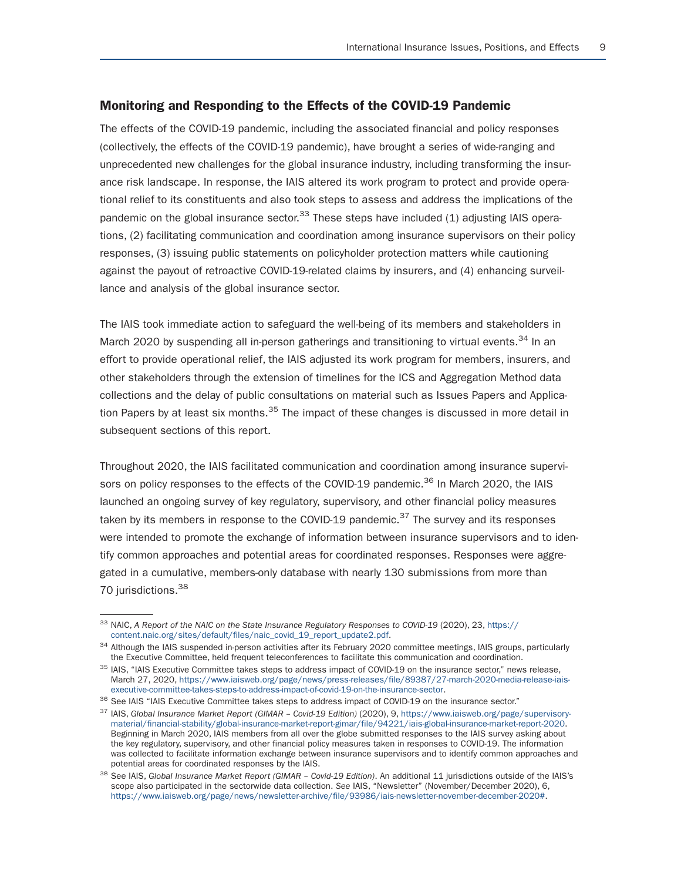## Monitoring and Responding to the Effects of the COVID-19 Pandemic

The effects of the COVID-19 pandemic, including the associated financial and policy responses (collectively, the effects of the COVID-19 pandemic), have brought a series of wide-ranging and unprecedented new challenges for the global insurance industry, including transforming the insurance risk landscape. In response, the IAIS altered its work program to protect and provide operational relief to its constituents and also took steps to assess and address the implications of the pandemic on the global insurance sector.[33] These steps have included (1) adjusting IAIS operations, (2) facilitating communication and coordination among insurance supervisors on their policy responses, (3) issuing public statements on policyholder protection matters while cautioning against the payout of retroactive COVID-19-related claims by insurers, and (4) enhancing surveillance and analysis of the global insurance sector.

The IAIS took immediate action to safeguard the well-being of its members and stakeholders in March 2020 by suspending all in-person gatherings and transitioning to virtual events.[34] In an effort to provide operational relief, the IAIS adjusted its work program for members, insurers, and other stakeholders through the extension of timelines for the ICS and Aggregation Method data collections and the delay of public consultations on material such as Issues Papers and Application Papers by at least six months.[35] The impact of these changes is discussed in more detail in subsequent sections of this report.

Throughout 2020, the IAIS facilitated communication and coordination among insurance supervisors on policy responses to the effects of the COVID-19 pandemic.[36] In March 2020, the IAIS launched an ongoing survey of key regulatory, supervisory, and other financial policy measures taken by its members in response to the COVID-19 pandemic.[37] The survey and its responses were intended to promote the exchange of information between insurance supervisors and to identify common approaches and potential areas for coordinated responses. Responses were aggregated in a cumulative, members-only database with nearly 130 submissions from more than 70 jurisdictions.[38]

---

[33] NAIC, *A Report of the NAIC on the State Insurance Regulatory Responses to COVID-19* (2020), 23, https://content.naic.org/sites/default/files/naic_covid_19_report_update2.pdf.

[34] Although the IAIS suspended in-person activities after its February 2020 committee meetings, IAIS groups, particularly the Executive Committee, held frequent teleconferences to facilitate this communication and coordination.

[35] IAIS, "IAIS Executive Committee takes steps to address impact of COVID-19 on the insurance sector," news release, March 27, 2020, https://www.iaisweb.org/page/news/press-releases/file/89387/27-march-2020-media-release-iais-executive-committee-takes-steps-to-address-impact-of-covid-19-on-the-insurance-sector.

[36] See IAIS "IAIS Executive Committee takes steps to address impact of COVID-19 on the insurance sector."

[37] IAIS, *Global Insurance Market Report (GIMAR – Covid-19 Edition)* (2020), 9, https://www.iaisweb.org/page/supervisory-material/financial-stability/global-insurance-market-report-gimar/file/94221/iais-global-insurance-market-report-2020. Beginning in March 2020, IAIS members from all over the globe submitted responses to the IAIS survey asking about the key regulatory, supervisory, and other financial policy measures taken in responses to COVID-19. The information was collected to facilitate information exchange between insurance supervisors and to identify common approaches and potential areas for coordinated responses by the IAIS.

[38] See IAIS, *Global Insurance Market Report (GIMAR – Covid-19 Edition)*. An additional 11 jurisdictions outside of the IAIS's scope also participated in the sectorwide data collection. *See* IAIS, "Newsletter" (November/December 2020), 6, https://www.iaisweb.org/page/news/newsletter-archive/file/93986/iais-newsletter-november-december-2020#.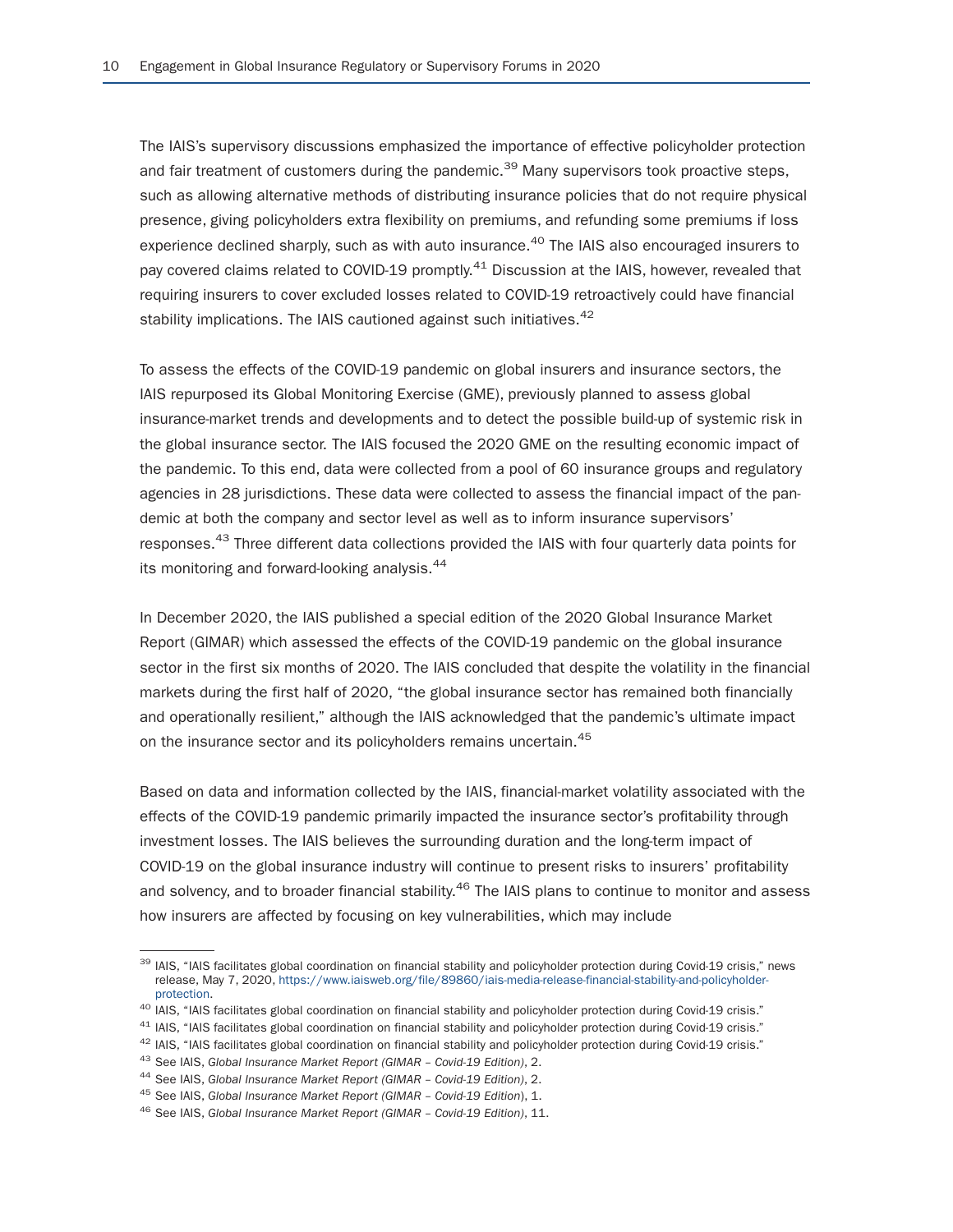The IAIS's supervisory discussions emphasized the importance of effective policyholder protection and fair treatment of customers during the pandemic.[39] Many supervisors took proactive steps, such as allowing alternative methods of distributing insurance policies that do not require physical presence, giving policyholders extra flexibility on premiums, and refunding some premiums if loss experience declined sharply, such as with auto insurance.[40] The IAIS also encouraged insurers to pay covered claims related to COVID-19 promptly.[41] Discussion at the IAIS, however, revealed that requiring insurers to cover excluded losses related to COVID-19 retroactively could have financial stability implications. The IAIS cautioned against such initiatives.[42]

To assess the effects of the COVID-19 pandemic on global insurers and insurance sectors, the IAIS repurposed its Global Monitoring Exercise (GME), previously planned to assess global insurance-market trends and developments and to detect the possible build-up of systemic risk in the global insurance sector. The IAIS focused the 2020 GME on the resulting economic impact of the pandemic. To this end, data were collected from a pool of 60 insurance groups and regulatory agencies in 28 jurisdictions. These data were collected to assess the financial impact of the pandemic at both the company and sector level as well as to inform insurance supervisors' responses.[43] Three different data collections provided the IAIS with four quarterly data points for its monitoring and forward-looking analysis.[44]

In December 2020, the IAIS published a special edition of the 2020 Global Insurance Market Report (GIMAR) which assessed the effects of the COVID-19 pandemic on the global insurance sector in the first six months of 2020. The IAIS concluded that despite the volatility in the financial markets during the first half of 2020, "the global insurance sector has remained both financially and operationally resilient," although the IAIS acknowledged that the pandemic's ultimate impact on the insurance sector and its policyholders remains uncertain.[45]

Based on data and information collected by the IAIS, financial-market volatility associated with the effects of the COVID-19 pandemic primarily impacted the insurance sector's profitability through investment losses. The IAIS believes the surrounding duration and the long-term impact of COVID-19 on the global insurance industry will continue to present risks to insurers' profitability and solvency, and to broader financial stability.[46] The IAIS plans to continue to monitor and assess how insurers are affected by focusing on key vulnerabilities, which may include

---

[39] IAIS, "IAIS facilitates global coordination on financial stability and policyholder protection during Covid-19 crisis," news release, May 7, 2020, https://www.iaisweb.org/file/89860/iais-media-release-financial-stability-and-policyholder-protection.

[40] IAIS, "IAIS facilitates global coordination on financial stability and policyholder protection during Covid-19 crisis."

[41] IAIS, "IAIS facilitates global coordination on financial stability and policyholder protection during Covid-19 crisis."

[42] IAIS, "IAIS facilitates global coordination on financial stability and policyholder protection during Covid-19 crisis."

[43] See IAIS, *Global Insurance Market Report (GIMAR – Covid-19 Edition)*, 2.

[44] See IAIS, *Global Insurance Market Report (GIMAR – Covid-19 Edition)*, 2.

[45] See IAIS, *Global Insurance Market Report (GIMAR – Covid-19 Edition)*, 1.

[46] See IAIS, *Global Insurance Market Report (GIMAR – Covid-19 Edition)*, 11.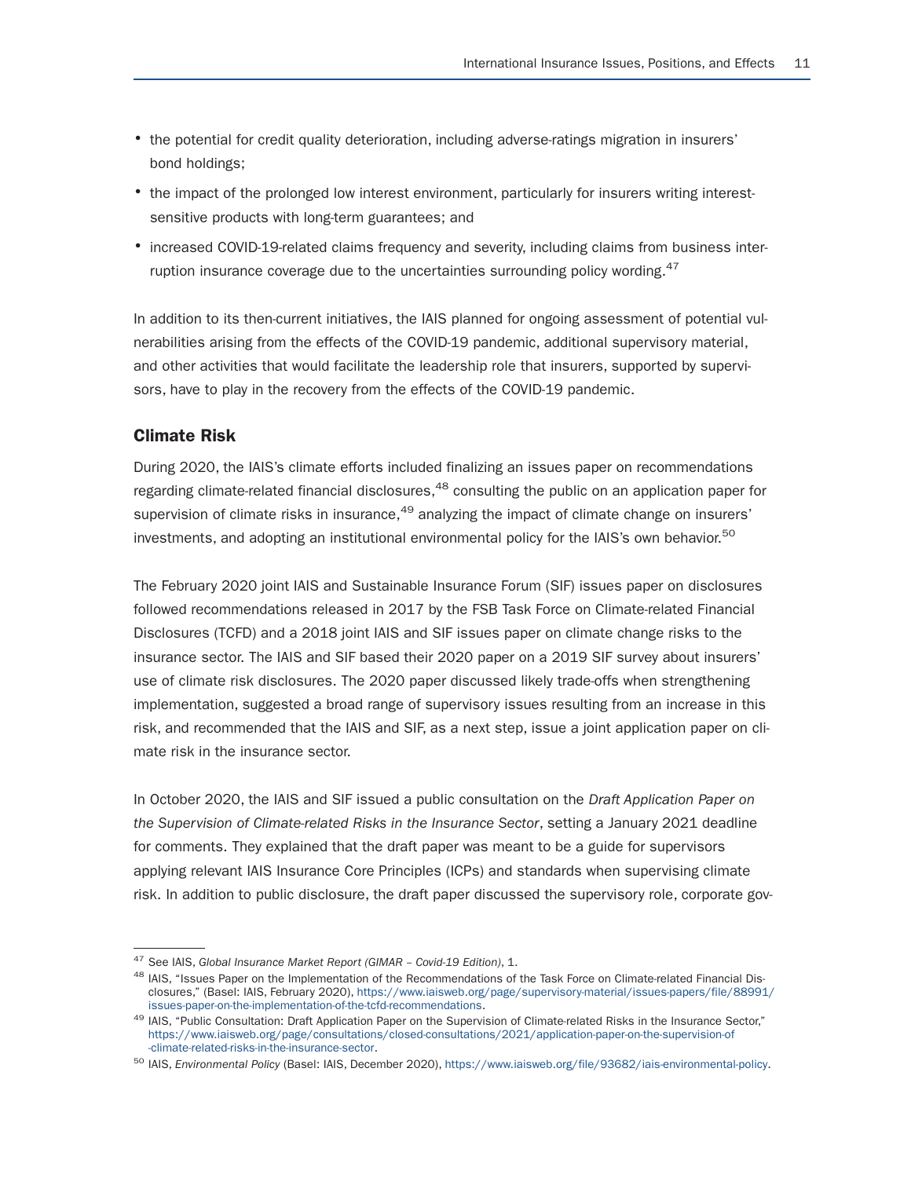- the potential for credit quality deterioration, including adverse-ratings migration in insurers' bond holdings;
- the impact of the prolonged low interest environment, particularly for insurers writing interest-sensitive products with long-term guarantees; and
- increased COVID-19-related claims frequency and severity, including claims from business interruption insurance coverage due to the uncertainties surrounding policy wording.[47]

In addition to its then-current initiatives, the IAIS planned for ongoing assessment of potential vulnerabilities arising from the effects of the COVID-19 pandemic, additional supervisory material, and other activities that would facilitate the leadership role that insurers, supported by supervisors, have to play in the recovery from the effects of the COVID-19 pandemic.

## Climate Risk

During 2020, the IAIS's climate efforts included finalizing an issues paper on recommendations regarding climate-related financial disclosures,[48] consulting the public on an application paper for supervision of climate risks in insurance,[49] analyzing the impact of climate change on insurers' investments, and adopting an institutional environmental policy for the IAIS's own behavior.[50]

The February 2020 joint IAIS and Sustainable Insurance Forum (SIF) issues paper on disclosures followed recommendations released in 2017 by the FSB Task Force on Climate-related Financial Disclosures (TCFD) and a 2018 joint IAIS and SIF issues paper on climate change risks to the insurance sector. The IAIS and SIF based their 2020 paper on a 2019 SIF survey about insurers' use of climate risk disclosures. The 2020 paper discussed likely trade-offs when strengthening implementation, suggested a broad range of supervisory issues resulting from an increase in this risk, and recommended that the IAIS and SIF, as a next step, issue a joint application paper on climate risk in the insurance sector.

In October 2020, the IAIS and SIF issued a public consultation on the *Draft Application Paper on the Supervision of Climate-related Risks in the Insurance Sector*, setting a January 2021 deadline for comments. They explained that the draft paper was meant to be a guide for supervisors applying relevant IAIS Insurance Core Principles (ICPs) and standards when supervising climate risk. In addition to public disclosure, the draft paper discussed the supervisory role, corporate gov-

---

[47] See IAIS, *Global Insurance Market Report (GIMAR – Covid-19 Edition)*, 1.

[48] IAIS, "Issues Paper on the Implementation of the Recommendations of the Task Force on Climate-related Financial Disclosures," (Basel: IAIS, February 2020), https://www.iaisweb.org/page/supervisory-material/issues-papers/file/88991/issues-paper-on-the-implementation-of-the-tcfd-recommendations.

[49] IAIS, "Public Consultation: Draft Application Paper on the Supervision of Climate-related Risks in the Insurance Sector," https://www.iaisweb.org/page/consultations/closed-consultations/2021/application-paper-on-the-supervision-of-climate-related-risks-in-the-insurance-sector.

[50] IAIS, *Environmental Policy* (Basel: IAIS, December 2020), https://www.iaisweb.org/file/93682/iais-environmental-policy.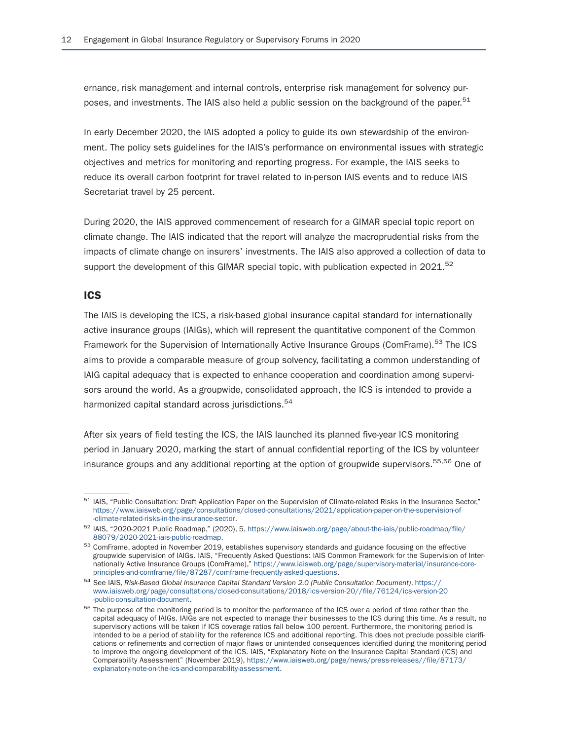ernance, risk management and internal controls, enterprise risk management for solvency purposes, and investments. The IAIS also held a public session on the background of the paper.[51]

In early December 2020, the IAIS adopted a policy to guide its own stewardship of the environment. The policy sets guidelines for the IAIS's performance on environmental issues with strategic objectives and metrics for monitoring and reporting progress. For example, the IAIS seeks to reduce its overall carbon footprint for travel related to in-person IAIS events and to reduce IAIS Secretariat travel by 25 percent.

During 2020, the IAIS approved commencement of research for a GIMAR special topic report on climate change. The IAIS indicated that the report will analyze the macroprudential risks from the impacts of climate change on insurers' investments. The IAIS also approved a collection of data to support the development of this GIMAR special topic, with publication expected in 2021.[52]

## ICS

The IAIS is developing the ICS, a risk-based global insurance capital standard for internationally active insurance groups (IAIGs), which will represent the quantitative component of the Common Framework for the Supervision of Internationally Active Insurance Groups (ComFrame).[53] The ICS aims to provide a comparable measure of group solvency, facilitating a common understanding of IAIG capital adequacy that is expected to enhance cooperation and coordination among supervisors around the world. As a groupwide, consolidated approach, the ICS is intended to provide a harmonized capital standard across jurisdictions.[54]

After six years of field testing the ICS, the IAIS launched its planned five-year ICS monitoring period in January 2020, marking the start of annual confidential reporting of the ICS by volunteer insurance groups and any additional reporting at the option of groupwide supervisors.[55,56] One of

---

[51] IAIS, "Public Consultation: Draft Application Paper on the Supervision of Climate-related Risks in the Insurance Sector," https://www.iaisweb.org/page/consultations/closed-consultations/2021/application-paper-on-the-supervision-of-climate-related-risks-in-the-insurance-sector.

[52] IAIS, "2020-2021 Public Roadmap," (2020), 5, https://www.iaisweb.org/page/about-the-iais/public-roadmap/file/88079/2020-2021-iais-public-roadmap.

[53] ComFrame, adopted in November 2019, establishes supervisory standards and guidance focusing on the effective groupwide supervision of IAIGs. IAIS, "Frequently Asked Questions: IAIS Common Framework for the Supervision of Internationally Active Insurance Groups (ComFrame)," https://www.iaisweb.org/page/supervisory-material/insurance-core-principles-and-comframe/file/87287/comframe-frequently-asked-questions.

[54] See IAIS, *Risk-Based Global Insurance Capital Standard Version 2.0 (Public Consultation Document)*, https://www.iaisweb.org/page/consultations/closed-consultations/2018/ics-version-20//file/76124/ics-version-20-public-consultation-document.

[55] The purpose of the monitoring period is to monitor the performance of the ICS over a period of time rather than the capital adequacy of IAIGs. IAIGs are not expected to manage their businesses to the ICS during this time. As a result, no supervisory actions will be taken if ICS coverage ratios fall below 100 percent. Furthermore, the monitoring period is intended to be a period of stability for the reference ICS and additional reporting. This does not preclude possible clarifications or refinements and correction of major flaws or unintended consequences identified during the monitoring period to improve the ongoing development of the ICS. IAIS, "Explanatory Note on the Insurance Capital Standard (ICS) and Comparability Assessment" (November 2019), https://www.iaisweb.org/page/news/press-releases//file/87173/explanatory-note-on-the-ics-and-comparability-assessment.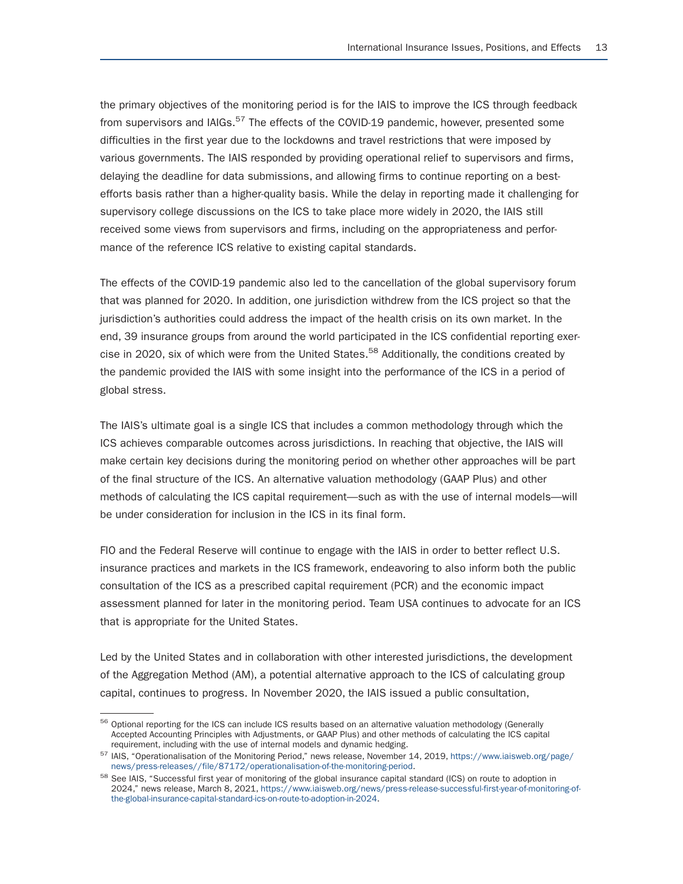the primary objectives of the monitoring period is for the IAIS to improve the ICS through feedback from supervisors and IAIGs.[57] The effects of the COVID-19 pandemic, however, presented some difficulties in the first year due to the lockdowns and travel restrictions that were imposed by various governments. The IAIS responded by providing operational relief to supervisors and firms, delaying the deadline for data submissions, and allowing firms to continue reporting on a best-efforts basis rather than a higher-quality basis. While the delay in reporting made it challenging for supervisory college discussions on the ICS to take place more widely in 2020, the IAIS still received some views from supervisors and firms, including on the appropriateness and performance of the reference ICS relative to existing capital standards.

The effects of the COVID-19 pandemic also led to the cancellation of the global supervisory forum that was planned for 2020. In addition, one jurisdiction withdrew from the ICS project so that the jurisdiction's authorities could address the impact of the health crisis on its own market. In the end, 39 insurance groups from around the world participated in the ICS confidential reporting exercise in 2020, six of which were from the United States.[58] Additionally, the conditions created by the pandemic provided the IAIS with some insight into the performance of the ICS in a period of global stress.

The IAIS's ultimate goal is a single ICS that includes a common methodology through which the ICS achieves comparable outcomes across jurisdictions. In reaching that objective, the IAIS will make certain key decisions during the monitoring period on whether other approaches will be part of the final structure of the ICS. An alternative valuation methodology (GAAP Plus) and other methods of calculating the ICS capital requirement—such as with the use of internal models—will be under consideration for inclusion in the ICS in its final form.

FIO and the Federal Reserve will continue to engage with the IAIS in order to better reflect U.S. insurance practices and markets in the ICS framework, endeavoring to also inform both the public consultation of the ICS as a prescribed capital requirement (PCR) and the economic impact assessment planned for later in the monitoring period. Team USA continues to advocate for an ICS that is appropriate for the United States.

Led by the United States and in collaboration with other interested jurisdictions, the development of the Aggregation Method (AM), a potential alternative approach to the ICS of calculating group capital, continues to progress. In November 2020, the IAIS issued a public consultation,

---

[56] Optional reporting for the ICS can include ICS results based on an alternative valuation methodology (Generally Accepted Accounting Principles with Adjustments, or GAAP Plus) and other methods of calculating the ICS capital requirement, including with the use of internal models and dynamic hedging.

[57] IAIS, "Operationalisation of the Monitoring Period," news release, November 14, 2019, https://www.iaisweb.org/page/news/press-releases//file/87172/operationalisation-of-the-monitoring-period.

[58] See IAIS, "Successful first year of monitoring of the global insurance capital standard (ICS) on route to adoption in 2024," news release, March 8, 2021, https://www.iaisweb.org/news/press-release-successful-first-year-of-monitoring-of-the-global-insurance-capital-standard-ics-on-route-to-adoption-in-2024.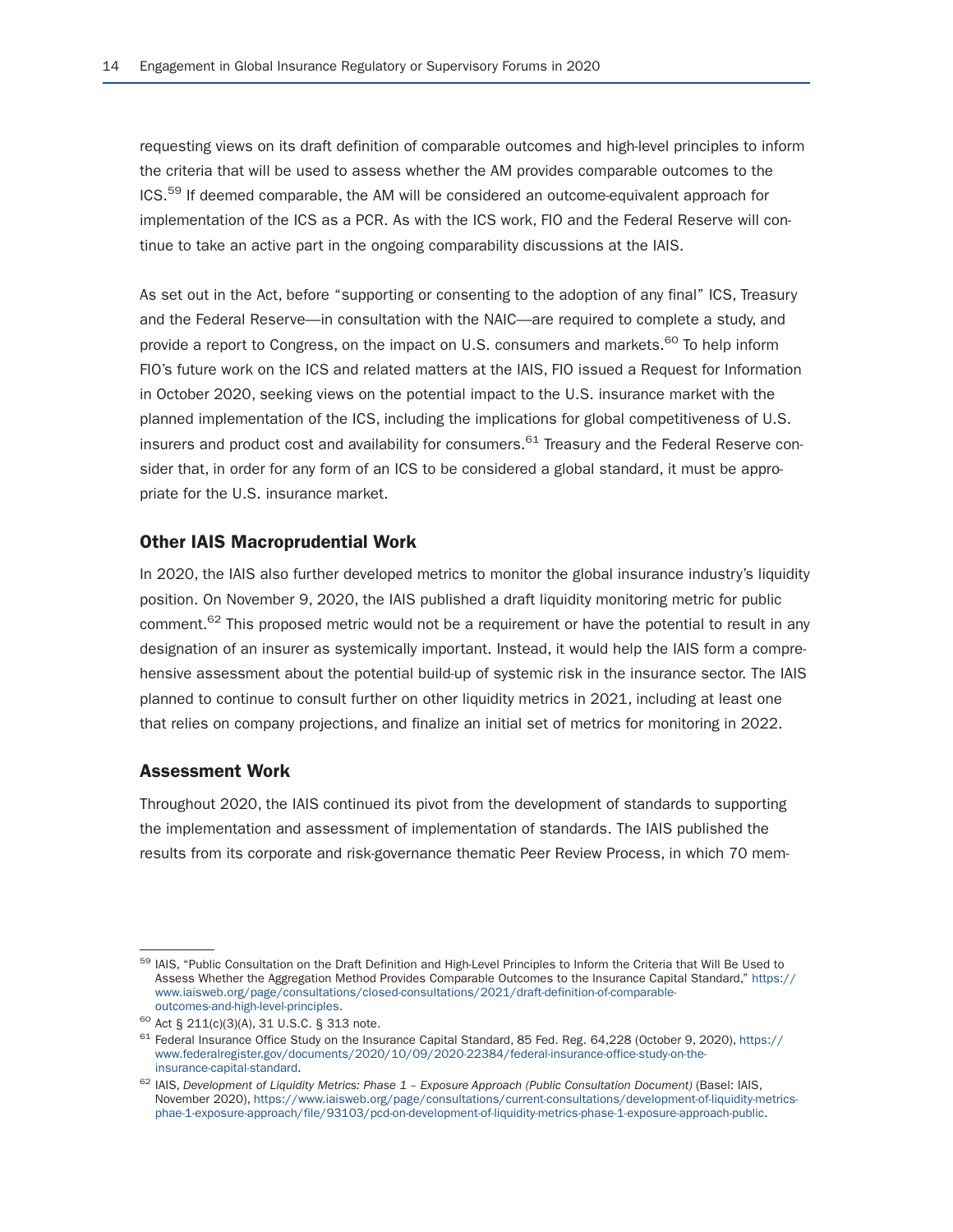requesting views on its draft definition of comparable outcomes and high-level principles to inform the criteria that will be used to assess whether the AM provides comparable outcomes to the ICS.[59] If deemed comparable, the AM will be considered an outcome-equivalent approach for implementation of the ICS as a PCR. As with the ICS work, FIO and the Federal Reserve will continue to take an active part in the ongoing comparability discussions at the IAIS.

As set out in the Act, before "supporting or consenting to the adoption of any final" ICS, Treasury and the Federal Reserve—in consultation with the NAIC—are required to complete a study, and provide a report to Congress, on the impact on U.S. consumers and markets.[60] To help inform FIO's future work on the ICS and related matters at the IAIS, FIO issued a Request for Information in October 2020, seeking views on the potential impact to the U.S. insurance market with the planned implementation of the ICS, including the implications for global competitiveness of U.S. insurers and product cost and availability for consumers.[61] Treasury and the Federal Reserve consider that, in order for any form of an ICS to be considered a global standard, it must be appropriate for the U.S. insurance market.

### Other IAIS Macroprudential Work

In 2020, the IAIS also further developed metrics to monitor the global insurance industry's liquidity position. On November 9, 2020, the IAIS published a draft liquidity monitoring metric for public comment.[62] This proposed metric would not be a requirement or have the potential to result in any designation of an insurer as systemically important. Instead, it would help the IAIS form a comprehensive assessment about the potential build-up of systemic risk in the insurance sector. The IAIS planned to continue to consult further on other liquidity metrics in 2021, including at least one that relies on company projections, and finalize an initial set of metrics for monitoring in 2022.

### Assessment Work

Throughout 2020, the IAIS continued its pivot from the development of standards to supporting the implementation and assessment of implementation of standards. The IAIS published the results from its corporate and risk-governance thematic Peer Review Process, in which 70 mem-

---

[59] IAIS, "Public Consultation on the Draft Definition and High-Level Principles to Inform the Criteria that Will Be Used to Assess Whether the Aggregation Method Provides Comparable Outcomes to the Insurance Capital Standard," https://www.iaisweb.org/page/consultations/closed-consultations/2021/draft-definition-of-comparable-outcomes-and-high-level-principles.

[60] Act § 211(c)(3)(A), 31 U.S.C. § 313 note.

[61] Federal Insurance Office Study on the Insurance Capital Standard, 85 Fed. Reg. 64,228 (October 9, 2020), https://www.federalregister.gov/documents/2020/10/09/2020-22384/federal-insurance-office-study-on-the-insurance-capital-standard.

[62] IAIS, *Development of Liquidity Metrics: Phase 1 – Exposure Approach (Public Consultation Document)* (Basel: IAIS, November 2020), https://www.iaisweb.org/page/consultations/current-consultations/development-of-liquidity-metrics-phae-1-exposure-approach/file/93103/pcd-on-development-of-liquidity-metrics-phase-1-exposure-approach-public.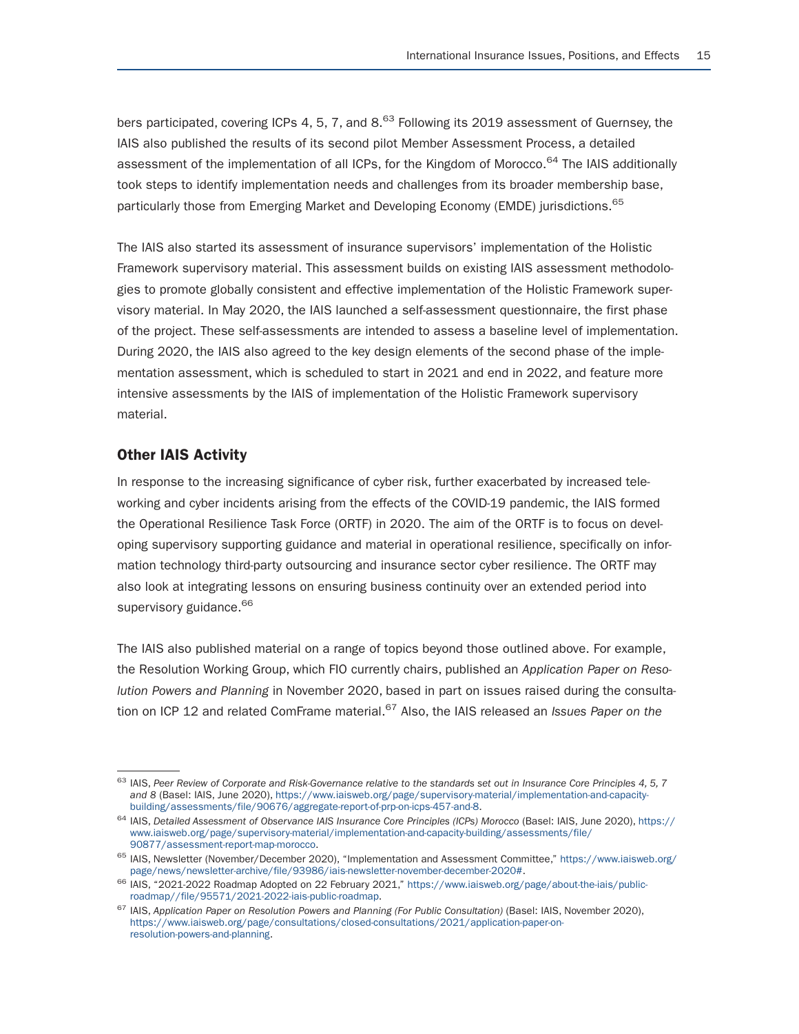bers participated, covering ICPs 4, 5, 7, and 8.[63] Following its 2019 assessment of Guernsey, the IAIS also published the results of its second pilot Member Assessment Process, a detailed assessment of the implementation of all ICPs, for the Kingdom of Morocco.[64] The IAIS additionally took steps to identify implementation needs and challenges from its broader membership base, particularly those from Emerging Market and Developing Economy (EMDE) jurisdictions.[65]

The IAIS also started its assessment of insurance supervisors' implementation of the Holistic Framework supervisory material. This assessment builds on existing IAIS assessment methodologies to promote globally consistent and effective implementation of the Holistic Framework supervisory material. In May 2020, the IAIS launched a self-assessment questionnaire, the first phase of the project. These self-assessments are intended to assess a baseline level of implementation. During 2020, the IAIS also agreed to the key design elements of the second phase of the implementation assessment, which is scheduled to start in 2021 and end in 2022, and feature more intensive assessments by the IAIS of implementation of the Holistic Framework supervisory material.

## Other IAIS Activity

In response to the increasing significance of cyber risk, further exacerbated by increased teleworking and cyber incidents arising from the effects of the COVID-19 pandemic, the IAIS formed the Operational Resilience Task Force (ORTF) in 2020. The aim of the ORTF is to focus on developing supervisory supporting guidance and material in operational resilience, specifically on information technology third-party outsourcing and insurance sector cyber resilience. The ORTF may also look at integrating lessons on ensuring business continuity over an extended period into supervisory guidance.[66]

The IAIS also published material on a range of topics beyond those outlined above. For example, the Resolution Working Group, which FIO currently chairs, published an *Application Paper on Resolution Powers and Planning* in November 2020, based in part on issues raised during the consultation on ICP 12 and related ComFrame material.[67] Also, the IAIS released an *Issues Paper on the*

---

[63] IAIS, *Peer Review of Corporate and Risk-Governance relative to the standards set out in Insurance Core Principles 4, 5, 7 and 8* (Basel: IAIS, June 2020), https://www.iaisweb.org/page/supervisory-material/implementation-and-capacity-building/assessments/file/90676/aggregate-report-of-prp-on-icps-457-and-8.

[64] IAIS, *Detailed Assessment of Observance IAIS Insurance Core Principles (ICPs) Morocco* (Basel: IAIS, June 2020), https://www.iaisweb.org/page/supervisory-material/implementation-and-capacity-building/assessments/file/90877/assessment-report-map-morocco.

[65] IAIS, Newsletter (November/December 2020), "Implementation and Assessment Committee," https://www.iaisweb.org/page/news/newsletter-archive/file/93986/iais-newsletter-november-december-2020#.

[66] IAIS, "2021-2022 Roadmap Adopted on 22 February 2021," https://www.iaisweb.org/page/about-the-iais/public-roadmap//file/95571/2021-2022-iais-public-roadmap.

[67] IAIS, *Application Paper on Resolution Powers and Planning (For Public Consultation)* (Basel: IAIS, November 2020), https://www.iaisweb.org/page/consultations/closed-consultations/2021/application-paper-on-resolution-powers-and-planning.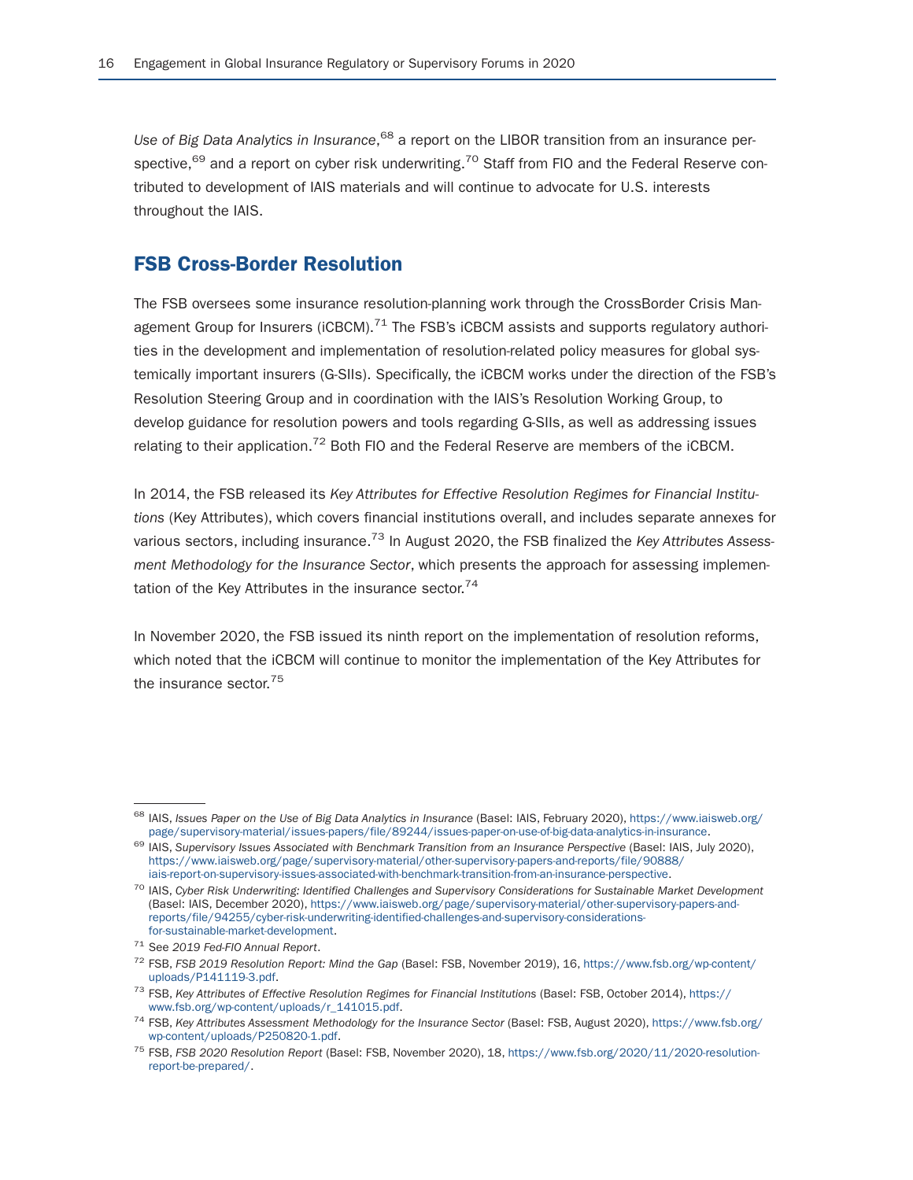*Use of Big Data Analytics in Insurance*,[68] a report on the LIBOR transition from an insurance perspective,[69] and a report on cyber risk underwriting.[70] Staff from FIO and the Federal Reserve contributed to development of IAIS materials and will continue to advocate for U.S. interests throughout the IAIS.

## FSB Cross-Border Resolution

The FSB oversees some insurance resolution-planning work through the CrossBorder Crisis Management Group for Insurers (iCBCM).[71] The FSB's iCBCM assists and supports regulatory authorities in the development and implementation of resolution-related policy measures for global systemically important insurers (G-SIIs). Specifically, the iCBCM works under the direction of the FSB's Resolution Steering Group and in coordination with the IAIS's Resolution Working Group, to develop guidance for resolution powers and tools regarding G-SIIs, as well as addressing issues relating to their application.[72] Both FIO and the Federal Reserve are members of the iCBCM.

In 2014, the FSB released its *Key Attributes for Effective Resolution Regimes for Financial Institutions* (Key Attributes), which covers financial institutions overall, and includes separate annexes for various sectors, including insurance.[73] In August 2020, the FSB finalized the *Key Attributes Assessment Methodology for the Insurance Sector*, which presents the approach for assessing implementation of the Key Attributes in the insurance sector.[74]

In November 2020, the FSB issued its ninth report on the implementation of resolution reforms, which noted that the iCBCM will continue to monitor the implementation of the Key Attributes for the insurance sector.[75]

---

[68] IAIS, *Issues Paper on the Use of Big Data Analytics in Insurance* (Basel: IAIS, February 2020), https://www.iaisweb.org/page/supervisory-material/issues-papers/file/89244/issues-paper-on-use-of-big-data-analytics-in-insurance.

[69] IAIS, *Supervisory Issues Associated with Benchmark Transition from an Insurance Perspective* (Basel: IAIS, July 2020), https://www.iaisweb.org/page/supervisory-material/other-supervisory-papers-and-reports/file/90888/iais-report-on-supervisory-issues-associated-with-benchmark-transition-from-an-insurance-perspective.

[70] IAIS, *Cyber Risk Underwriting: Identified Challenges and Supervisory Considerations for Sustainable Market Development* (Basel: IAIS, December 2020), https://www.iaisweb.org/page/supervisory-material/other-supervisory-papers-and-reports/file/94255/cyber-risk-underwriting-identified-challenges-and-supervisory-considerations-for-sustainable-market-development.

[71] See *2019 Fed-FIO Annual Report*.

[72] FSB, *FSB 2019 Resolution Report: Mind the Gap* (Basel: FSB, November 2019), 16, https://www.fsb.org/wp-content/uploads/P141119-3.pdf.

[73] FSB, *Key Attributes of Effective Resolution Regimes for Financial Institutions* (Basel: FSB, October 2014), https://www.fsb.org/wp-content/uploads/r_141015.pdf.

[74] FSB, *Key Attributes Assessment Methodology for the Insurance Sector* (Basel: FSB, August 2020), https://www.fsb.org/wp-content/uploads/P250820-1.pdf.

[75] FSB, *FSB 2020 Resolution Report* (Basel: FSB, November 2020), 18, https://www.fsb.org/2020/11/2020-resolution-report-be-prepared/.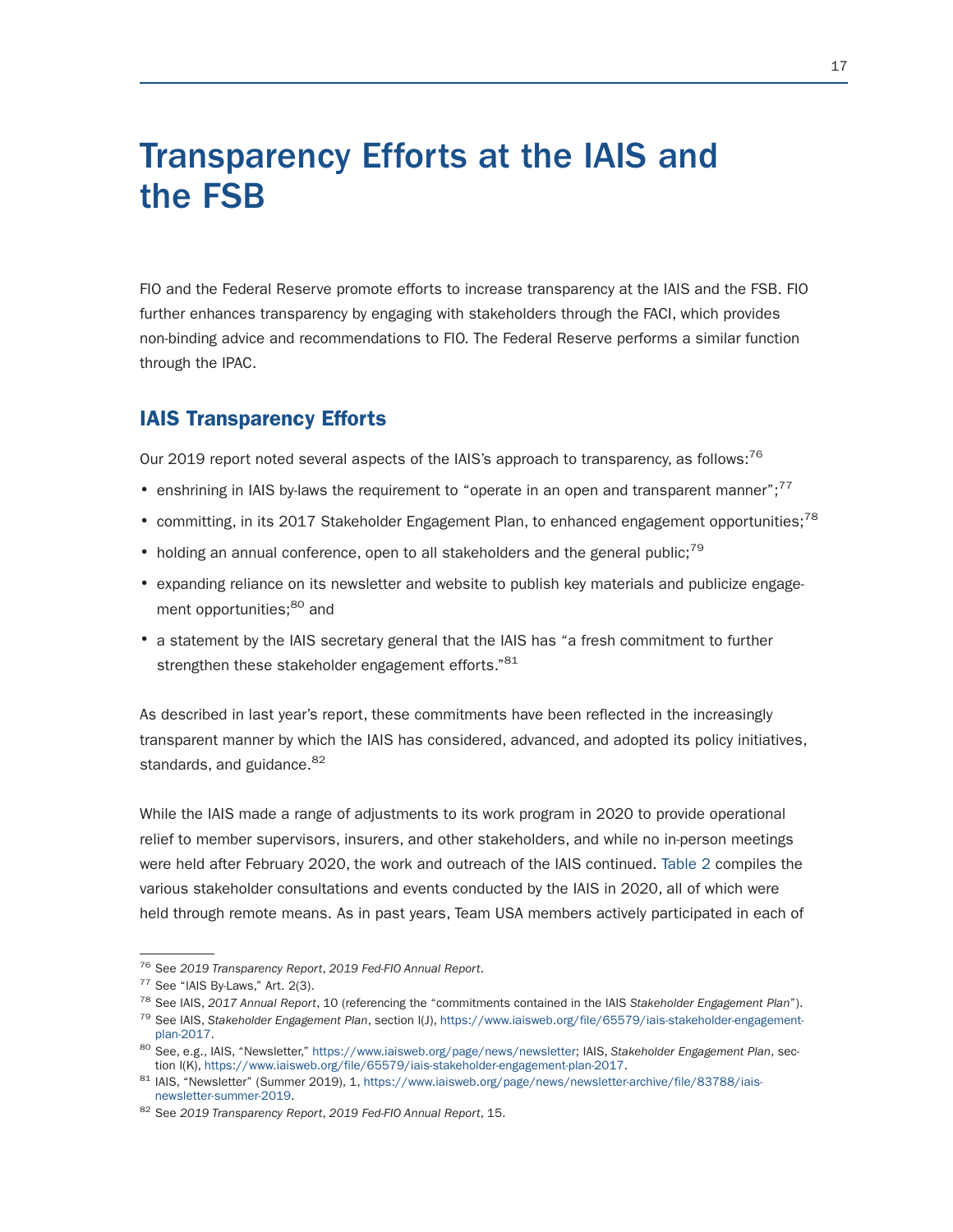# Transparency Efforts at the IAIS and the FSB

FIO and the Federal Reserve promote efforts to increase transparency at the IAIS and the FSB. FIO further enhances transparency by engaging with stakeholders through the FACI, which provides non-binding advice and recommendations to FIO. The Federal Reserve performs a similar function through the IPAC.

## IAIS Transparency Efforts

Our 2019 report noted several aspects of the IAIS's approach to transparency, as follows:[76]

- enshrining in IAIS by-laws the requirement to "operate in an open and transparent manner";[77]
- committing, in its 2017 Stakeholder Engagement Plan, to enhanced engagement opportunities;[78]
- holding an annual conference, open to all stakeholders and the general public;[79]
- expanding reliance on its newsletter and website to publish key materials and publicize engagement opportunities;[80] and
- a statement by the IAIS secretary general that the IAIS has "a fresh commitment to further strengthen these stakeholder engagement efforts."[81]

As described in last year's report, these commitments have been reflected in the increasingly transparent manner by which the IAIS has considered, advanced, and adopted its policy initiatives, standards, and guidance.[82]

While the IAIS made a range of adjustments to its work program in 2020 to provide operational relief to member supervisors, insurers, and other stakeholders, and while no in-person meetings were held after February 2020, the work and outreach of the IAIS continued. Table 2 compiles the various stakeholder consultations and events conducted by the IAIS in 2020, all of which were held through remote means. As in past years, Team USA members actively participated in each of

---

[76] See *2019 Transparency Report*, *2019 Fed-FIO Annual Report*.

[77] See "IAIS By-Laws," Art. 2(3).

[78] See IAIS, *2017 Annual Report*, 10 (referencing the "commitments contained in the IAIS *Stakeholder Engagement Plan*").

[79] See IAIS, *Stakeholder Engagement Plan*, section I(J), https://www.iaisweb.org/file/65579/iais-stakeholder-engagement-plan-2017.

[80] See, e.g., IAIS, "Newsletter," https://www.iaisweb.org/page/news/newsletter; IAIS, *Stakeholder Engagement Plan*, section I(K), https://www.iaisweb.org/file/65579/iais-stakeholder-engagement-plan-2017.

[81] IAIS, "Newsletter" (Summer 2019), 1, https://www.iaisweb.org/page/news/newsletter-archive/file/83788/iais-newsletter-summer-2019.

[82] See *2019 Transparency Report*, *2019 Fed-FIO Annual Report*, 15.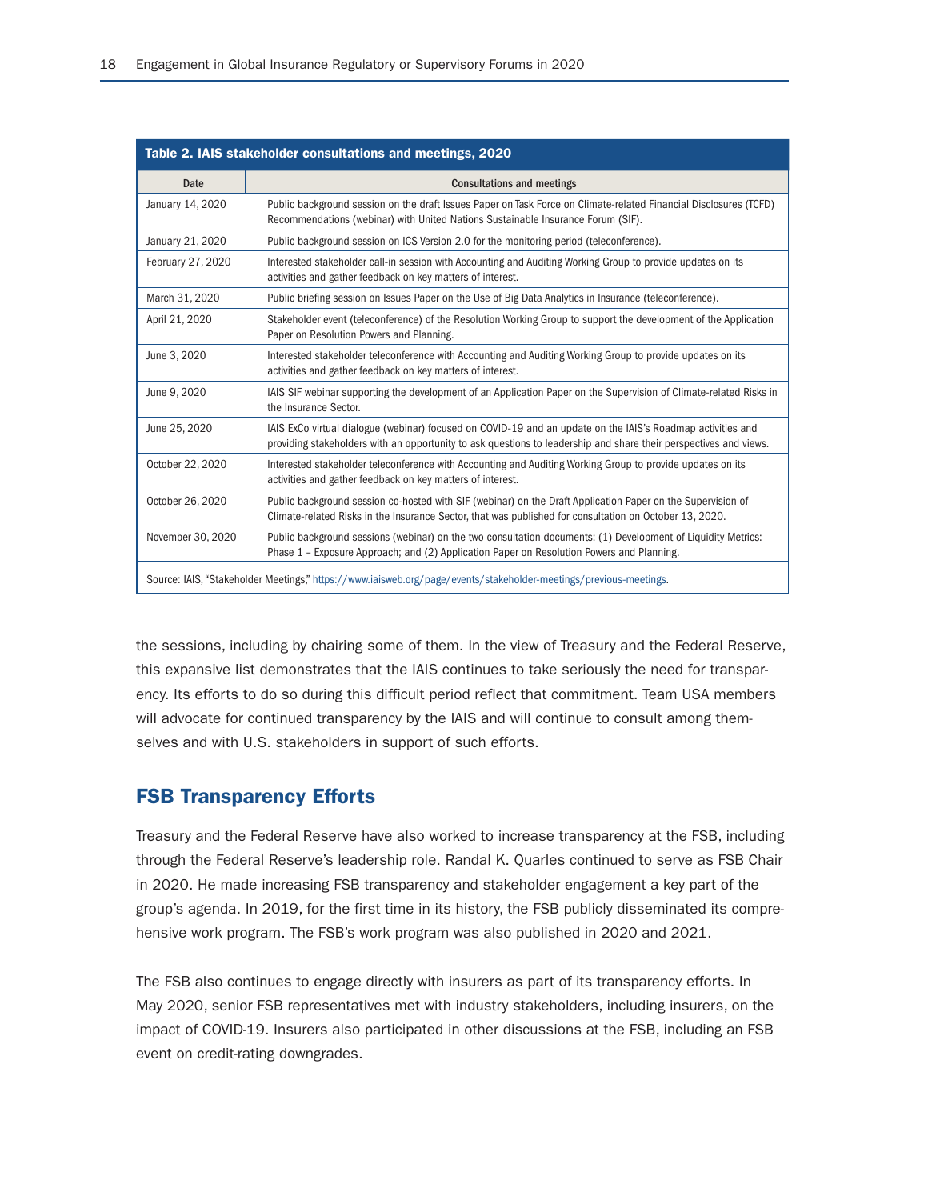**Table 2. IAIS stakeholder consultations and meetings, 2020**

| Date | Consultations and meetings |
|---|---|
| January 14, 2020 | Public background session on the draft Issues Paper on Task Force on Climate-related Financial Disclosures (TCFD) Recommendations (webinar) with United Nations Sustainable Insurance Forum (SIF). |
| January 21, 2020 | Public background session on ICS Version 2.0 for the monitoring period (teleconference). |
| February 27, 2020 | Interested stakeholder call-in session with Accounting and Auditing Working Group to provide updates on its activities and gather feedback on key matters of interest. |
| March 31, 2020 | Public briefing session on Issues Paper on the Use of Big Data Analytics in Insurance (teleconference). |
| April 21, 2020 | Stakeholder event (teleconference) of the Resolution Working Group to support the development of the Application Paper on Resolution Powers and Planning. |
| June 3, 2020 | Interested stakeholder teleconference with Accounting and Auditing Working Group to provide updates on its activities and gather feedback on key matters of interest. |
| June 9, 2020 | IAIS SIF webinar supporting the development of an Application Paper on the Supervision of Climate-related Risks in the Insurance Sector. |
| June 25, 2020 | IAIS ExCo virtual dialogue (webinar) focused on COVID-19 and an update on the IAIS's Roadmap activities and providing stakeholders with an opportunity to ask questions to leadership and share their perspectives and views. |
| October 22, 2020 | Interested stakeholder teleconference with Accounting and Auditing Working Group to provide updates on its activities and gather feedback on key matters of interest. |
| October 26, 2020 | Public background session co-hosted with SIF (webinar) on the Draft Application Paper on the Supervision of Climate-related Risks in the Insurance Sector, that was published for consultation on October 13, 2020. |
| November 30, 2020 | Public background sessions (webinar) on the two consultation documents: (1) Development of Liquidity Metrics: Phase 1 – Exposure Approach; and (2) Application Paper on Resolution Powers and Planning. |

Source: IAIS, "Stakeholder Meetings," https://www.iaisweb.org/page/events/stakeholder-meetings/previous-meetings.

the sessions, including by chairing some of them. In the view of Treasury and the Federal Reserve, this expansive list demonstrates that the IAIS continues to take seriously the need for transparency. Its efforts to do so during this difficult period reflect that commitment. Team USA members will advocate for continued transparency by the IAIS and will continue to consult among themselves and with U.S. stakeholders in support of such efforts.

## FSB Transparency Efforts

Treasury and the Federal Reserve have also worked to increase transparency at the FSB, including through the Federal Reserve's leadership role. Randal K. Quarles continued to serve as FSB Chair in 2020. He made increasing FSB transparency and stakeholder engagement a key part of the group's agenda. In 2019, for the first time in its history, the FSB publicly disseminated its comprehensive work program. The FSB's work program was also published in 2020 and 2021.

The FSB also continues to engage directly with insurers as part of its transparency efforts. In May 2020, senior FSB representatives met with industry stakeholders, including insurers, on the impact of COVID-19. Insurers also participated in other discussions at the FSB, including an FSB event on credit-rating downgrades.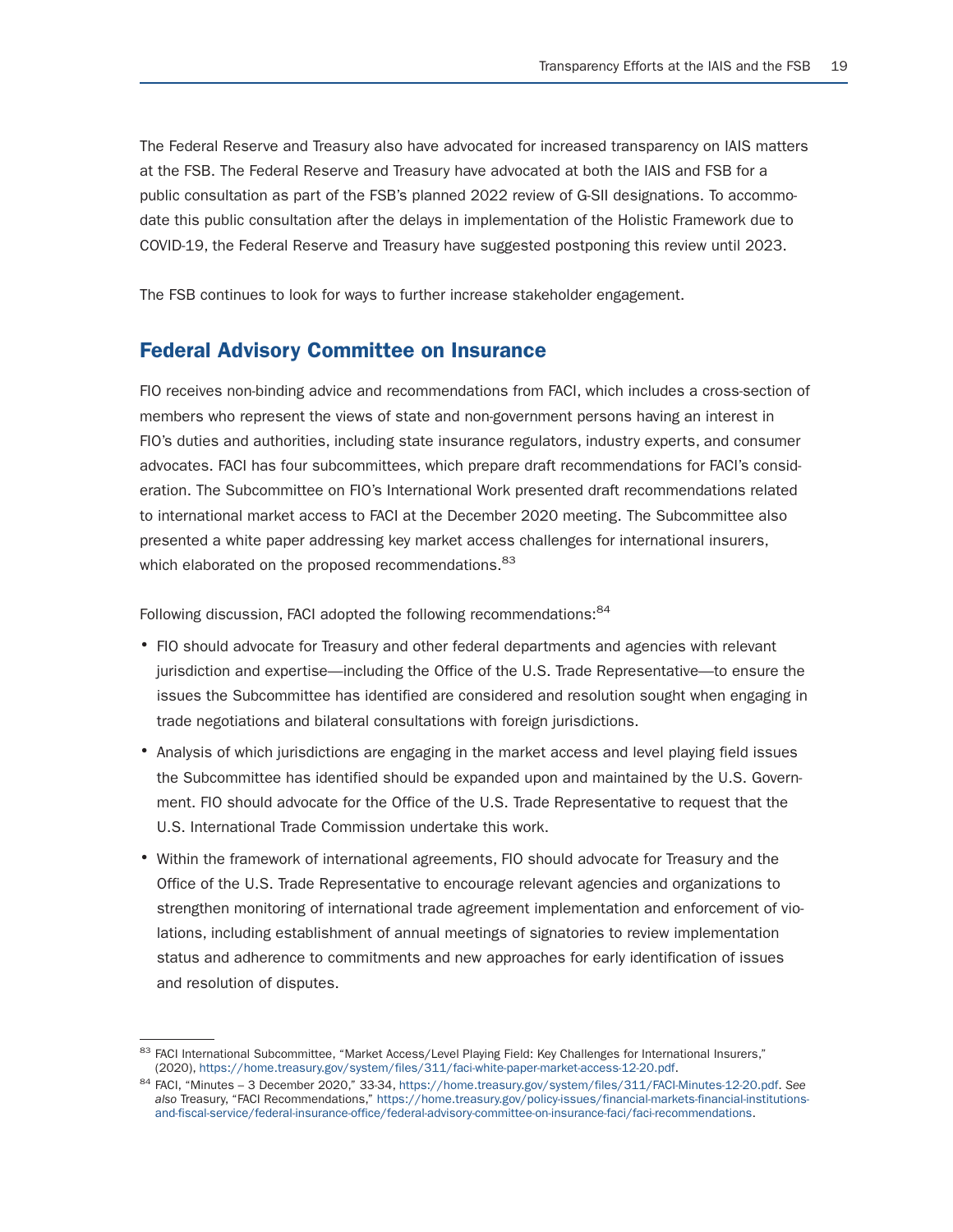The Federal Reserve and Treasury also have advocated for increased transparency on IAIS matters at the FSB. The Federal Reserve and Treasury have advocated at both the IAIS and FSB for a public consultation as part of the FSB's planned 2022 review of G-SII designations. To accommodate this public consultation after the delays in implementation of the Holistic Framework due to COVID-19, the Federal Reserve and Treasury have suggested postponing this review until 2023.

The FSB continues to look for ways to further increase stakeholder engagement.

## Federal Advisory Committee on Insurance

FIO receives non-binding advice and recommendations from FACI, which includes a cross-section of members who represent the views of state and non-government persons having an interest in FIO's duties and authorities, including state insurance regulators, industry experts, and consumer advocates. FACI has four subcommittees, which prepare draft recommendations for FACI's consideration. The Subcommittee on FIO's International Work presented draft recommendations related to international market access to FACI at the December 2020 meeting. The Subcommittee also presented a white paper addressing key market access challenges for international insurers, which elaborated on the proposed recommendations.[83]

Following discussion, FACI adopted the following recommendations:[84]

- FIO should advocate for Treasury and other federal departments and agencies with relevant jurisdiction and expertise—including the Office of the U.S. Trade Representative—to ensure the issues the Subcommittee has identified are considered and resolution sought when engaging in trade negotiations and bilateral consultations with foreign jurisdictions.
- Analysis of which jurisdictions are engaging in the market access and level playing field issues the Subcommittee has identified should be expanded upon and maintained by the U.S. Government. FIO should advocate for the Office of the U.S. Trade Representative to request that the U.S. International Trade Commission undertake this work.
- Within the framework of international agreements, FIO should advocate for Treasury and the Office of the U.S. Trade Representative to encourage relevant agencies and organizations to strengthen monitoring of international trade agreement implementation and enforcement of violations, including establishment of annual meetings of signatories to review implementation status and adherence to commitments and new approaches for early identification of issues and resolution of disputes.

---

[83] FACI International Subcommittee, "Market Access/Level Playing Field: Key Challenges for International Insurers," (2020), https://home.treasury.gov/system/files/311/faci-white-paper-market-access-12-20.pdf.

[84] FACI, "Minutes – 3 December 2020," 33-34, https://home.treasury.gov/system/files/311/FACI-Minutes-12-20.pdf. *See also* Treasury, "FACI Recommendations," https://home.treasury.gov/policy-issues/financial-markets-financial-institutions-and-fiscal-service/federal-insurance-office/federal-advisory-committee-on-insurance-faci/faci-recommendations.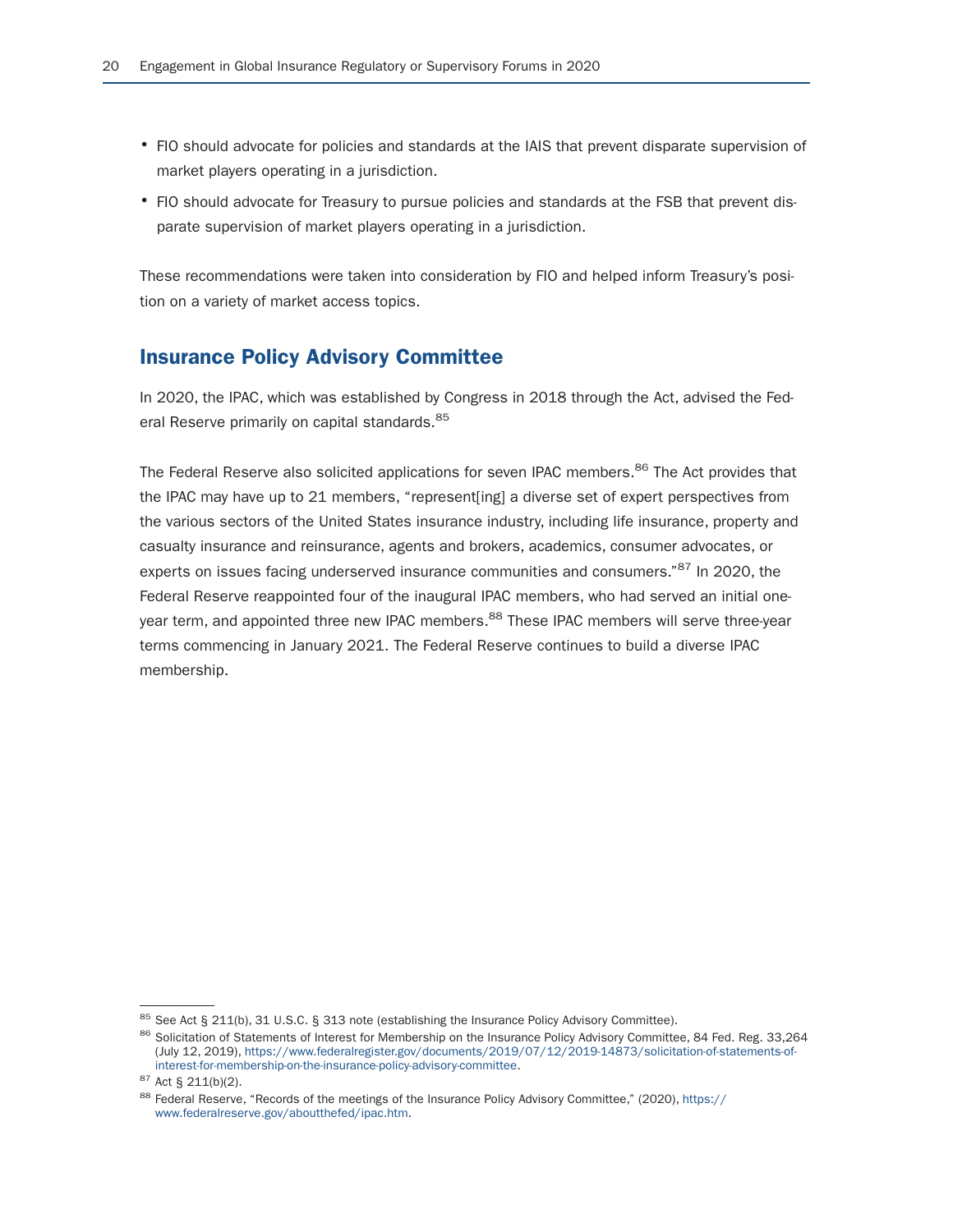- FIO should advocate for policies and standards at the IAIS that prevent disparate supervision of market players operating in a jurisdiction.
- FIO should advocate for Treasury to pursue policies and standards at the FSB that prevent disparate supervision of market players operating in a jurisdiction.

These recommendations were taken into consideration by FIO and helped inform Treasury's position on a variety of market access topics.

## Insurance Policy Advisory Committee

In 2020, the IPAC, which was established by Congress in 2018 through the Act, advised the Federal Reserve primarily on capital standards.[85]

The Federal Reserve also solicited applications for seven IPAC members.[86] The Act provides that the IPAC may have up to 21 members, "represent[ing] a diverse set of expert perspectives from the various sectors of the United States insurance industry, including life insurance, property and casualty insurance and reinsurance, agents and brokers, academics, consumer advocates, or experts on issues facing underserved insurance communities and consumers."[87] In 2020, the Federal Reserve reappointed four of the inaugural IPAC members, who had served an initial one-year term, and appointed three new IPAC members.[88] These IPAC members will serve three-year terms commencing in January 2021. The Federal Reserve continues to build a diverse IPAC membership.

---

[85] See Act § 211(b), 31 U.S.C. § 313 note (establishing the Insurance Policy Advisory Committee).

[86] Solicitation of Statements of Interest for Membership on the Insurance Policy Advisory Committee, 84 Fed. Reg. 33,264 (July 12, 2019), https://www.federalregister.gov/documents/2019/07/12/2019-14873/solicitation-of-statements-of-interest-for-membership-on-the-insurance-policy-advisory-committee.

[87] Act § 211(b)(2).

[88] Federal Reserve, "Records of the meetings of the Insurance Policy Advisory Committee," (2020), https://www.federalreserve.gov/aboutthefed/ipac.htm.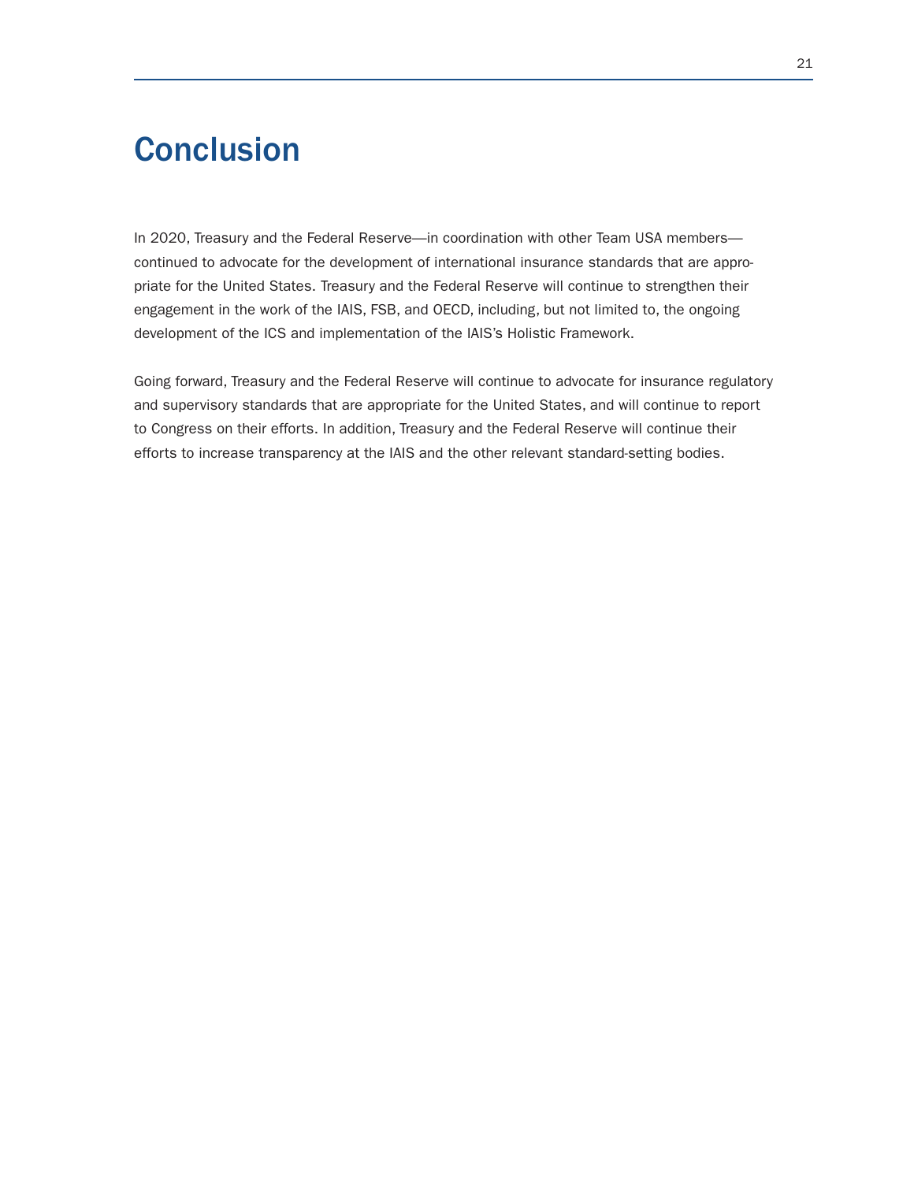# Conclusion

In 2020, Treasury and the Federal Reserve—in coordination with other Team USA members—continued to advocate for the development of international insurance standards that are appropriate for the United States. Treasury and the Federal Reserve will continue to strengthen their engagement in the work of the IAIS, FSB, and OECD, including, but not limited to, the ongoing development of the ICS and implementation of the IAIS's Holistic Framework.

Going forward, Treasury and the Federal Reserve will continue to advocate for insurance regulatory and supervisory standards that are appropriate for the United States, and will continue to report to Congress on their efforts. In addition, Treasury and the Federal Reserve will continue their efforts to increase transparency at the IAIS and the other relevant standard-setting bodies.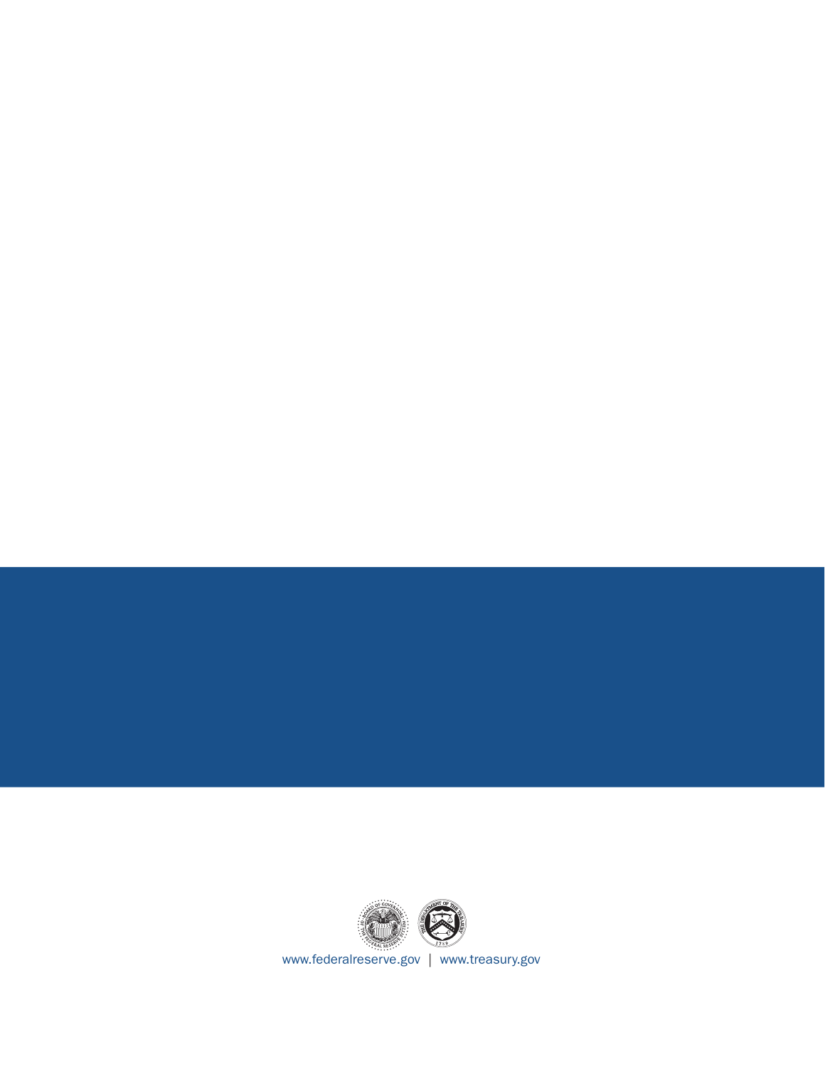www.federalreserve.gov | www.treasury.gov